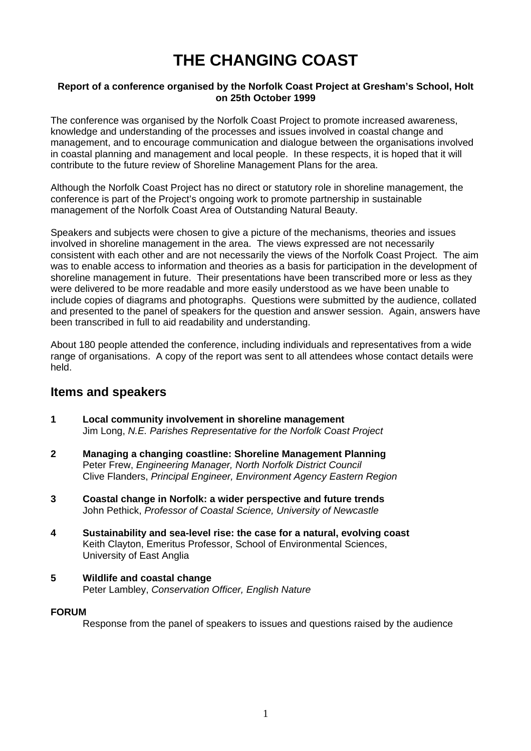# THE CHANGING COAST

**Report of a conference organised by the Norfolk Coast Project at Gresham's School, Holt on 25th October 1999**

The conference was organised by the Norfolk Coast Project to promote increased awareness, knowledge and understanding of the processes and issues involved in coastal change and management, and to encourage communication and dialogue between the organisations involved in coastal planning and management and local people. In these respects, it is hoped that it will contribute to the future review of Shoreline Management Plans for the area.

Although the Norfolk Coast Project has no direct or statutory role in shoreline management, the conference is part of the Project's ongoing work to promote partnership in sustainable management of the Norfolk Coast Area of Outstanding Natural Beauty.

Speakers and subjects were chosen to give a picture of the mechanisms, theories and issues involved in shoreline management in the area. The views expressed are not necessarily consistent with each other and are not necessarily the views of the Norfolk Coast Project. The aim was to enable access to information and theories as a basis for participation in the development of shoreline management in future. Their presentations have been transcribed more or less as they were delivered to be more readable and more easily understood as we have been unable to include copies of diagrams and photographs. Questions were submitted by the audience, collated and presented to the panel of speakers for the question and answer session. Again, answers have been transcribed in full to aid readability and understanding.

About 180 people attended the conference, including individuals and representatives from a wide range of organisations. A copy of the report was sent to all attendees whose contact details were held.

## Items and speakers

**1 Local community involvement in shoreline management**
Jim Long, *N.E. Parishes Representative for the Norfolk Coast Project*

**2 Managing a changing coastline: Shoreline Management Planning**
Peter Frew, *Engineering Manager, North Norfolk District Council*
Clive Flanders, *Principal Engineer, Environment Agency Eastern Region*

**3 Coastal change in Norfolk: a wider perspective and future trends**
John Pethick, *Professor of Coastal Science, University of Newcastle*

**4 Sustainability and sea-level rise: the case for a natural, evolving coast**
Keith Clayton, Emeritus Professor, School of Environmental Sciences, University of East Anglia

**5 Wildlife and coastal change**
Peter Lambley, *Conservation Officer, English Nature*

**FORUM**
Response from the panel of speakers to issues and questions raised by the audience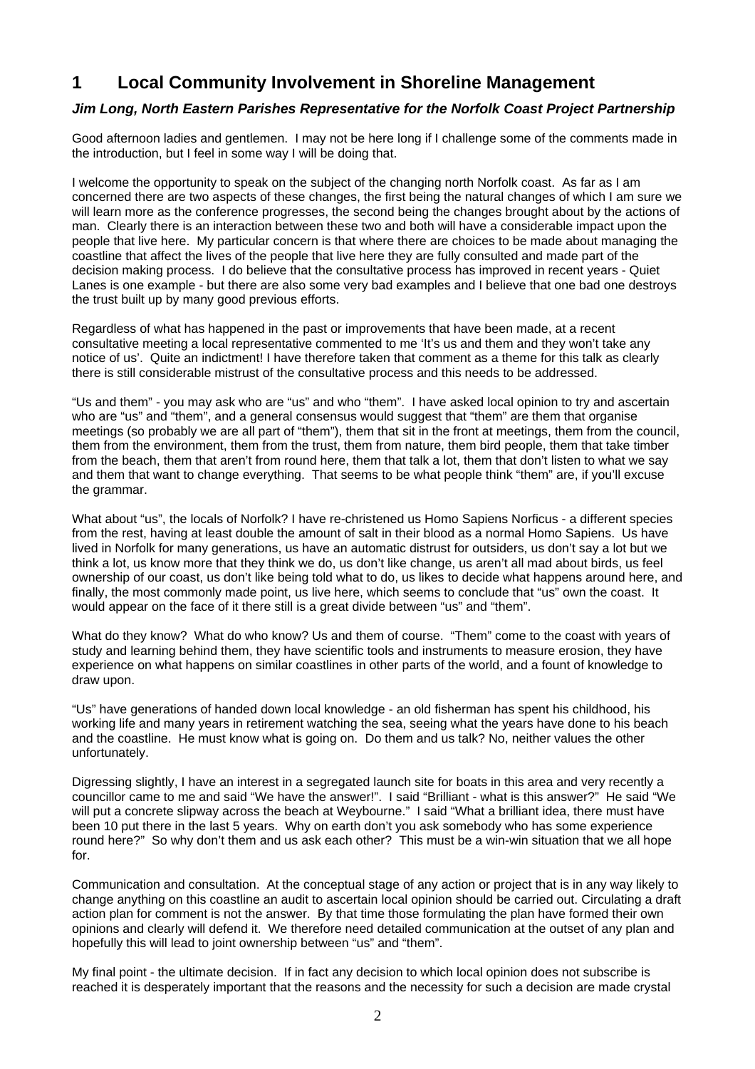# 1 Local Community Involvement in Shoreline Management

***Jim Long, North Eastern Parishes Representative for the Norfolk Coast Project Partnership***

Good afternoon ladies and gentlemen. I may not be here long if I challenge some of the comments made in the introduction, but I feel in some way I will be doing that.

I welcome the opportunity to speak on the subject of the changing north Norfolk coast. As far as I am concerned there are two aspects of these changes, the first being the natural changes of which I am sure we will learn more as the conference progresses, the second being the changes brought about by the actions of man. Clearly there is an interaction between these two and both will have a considerable impact upon the people that live here. My particular concern is that where there are choices to be made about managing the coastline that affect the lives of the people that live here they are fully consulted and made part of the decision making process. I do believe that the consultative process has improved in recent years - Quiet Lanes is one example - but there are also some very bad examples and I believe that one bad one destroys the trust built up by many good previous efforts.

Regardless of what has happened in the past or improvements that have been made, at a recent consultative meeting a local representative commented to me 'It's us and them and they won't take any notice of us'. Quite an indictment! I have therefore taken that comment as a theme for this talk as clearly there is still considerable mistrust of the consultative process and this needs to be addressed.

"Us and them" - you may ask who are "us" and who "them". I have asked local opinion to try and ascertain who are "us" and "them", and a general consensus would suggest that "them" are them that organise meetings (so probably we are all part of "them"), them that sit in the front at meetings, them from the council, them from the environment, them from the trust, them from nature, them bird people, them that take timber from the beach, them that aren't from round here, them that talk a lot, them that don't listen to what we say and them that want to change everything. That seems to be what people think "them" are, if you'll excuse the grammar.

What about "us", the locals of Norfolk? I have re-christened us Homo Sapiens Norficus - a different species from the rest, having at least double the amount of salt in their blood as a normal Homo Sapiens. Us have lived in Norfolk for many generations, us have an automatic distrust for outsiders, us don't say a lot but we think a lot, us know more that they think we do, us don't like change, us aren't all mad about birds, us feel ownership of our coast, us don't like being told what to do, us likes to decide what happens around here, and finally, the most commonly made point, us live here, which seems to conclude that "us" own the coast. It would appear on the face of it there still is a great divide between "us" and "them".

What do they know? What do who know? Us and them of course. "Them" come to the coast with years of study and learning behind them, they have scientific tools and instruments to measure erosion, they have experience on what happens on similar coastlines in other parts of the world, and a fount of knowledge to draw upon.

"Us" have generations of handed down local knowledge - an old fisherman has spent his childhood, his working life and many years in retirement watching the sea, seeing what the years have done to his beach and the coastline. He must know what is going on. Do them and us talk? No, neither values the other unfortunately.

Digressing slightly, I have an interest in a segregated launch site for boats in this area and very recently a councillor came to me and said "We have the answer!". I said "Brilliant - what is this answer?" He said "We will put a concrete slipway across the beach at Weybourne." I said "What a brilliant idea, there must have been 10 put there in the last 5 years. Why on earth don't you ask somebody who has some experience round here?" So why don't them and us ask each other? This must be a win-win situation that we all hope for.

Communication and consultation. At the conceptual stage of any action or project that is in any way likely to change anything on this coastline an audit to ascertain local opinion should be carried out. Circulating a draft action plan for comment is not the answer. By that time those formulating the plan have formed their own opinions and clearly will defend it. We therefore need detailed communication at the outset of any plan and hopefully this will lead to joint ownership between "us" and "them".

My final point - the ultimate decision. If in fact any decision to which local opinion does not subscribe is reached it is desperately important that the reasons and the necessity for such a decision are made crystal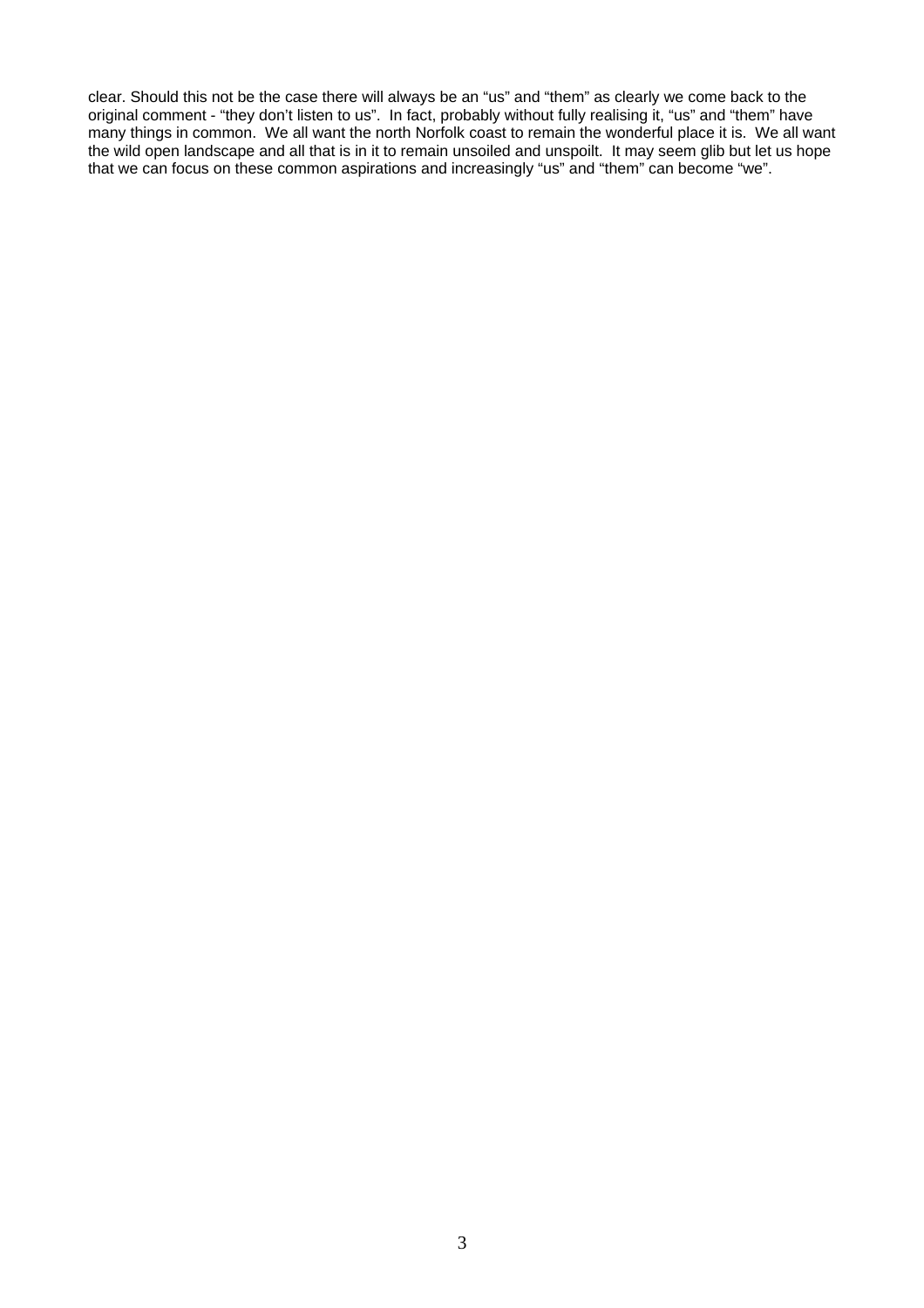clear. Should this not be the case there will always be an "us" and "them" as clearly we come back to the original comment - "they don't listen to us". In fact, probably without fully realising it, "us" and "them" have many things in common. We all want the north Norfolk coast to remain the wonderful place it is. We all want the wild open landscape and all that is in it to remain unsoiled and unspoilt. It may seem glib but let us hope that we can focus on these common aspirations and increasingly "us" and "them" can become "we".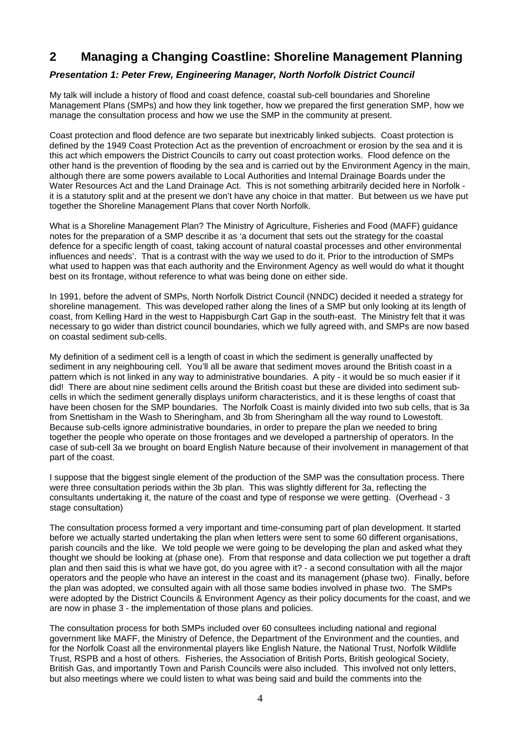## 2 Managing a Changing Coastline: Shoreline Management Planning

### *Presentation 1: Peter Frew, Engineering Manager, North Norfolk District Council*

My talk will include a history of flood and coast defence, coastal sub-cell boundaries and Shoreline Management Plans (SMPs) and how they link together, how we prepared the first generation SMP, how we manage the consultation process and how we use the SMP in the community at present.

Coast protection and flood defence are two separate but inextricably linked subjects. Coast protection is defined by the 1949 Coast Protection Act as the prevention of encroachment or erosion by the sea and it is this act which empowers the District Councils to carry out coast protection works. Flood defence on the other hand is the prevention of flooding by the sea and is carried out by the Environment Agency in the main, although there are some powers available to Local Authorities and Internal Drainage Boards under the Water Resources Act and the Land Drainage Act. This is not something arbitrarily decided here in Norfolk - it is a statutory split and at the present we don't have any choice in that matter. But between us we have put together the Shoreline Management Plans that cover North Norfolk.

What is a Shoreline Management Plan? The Ministry of Agriculture, Fisheries and Food (MAFF) guidance notes for the preparation of a SMP describe it as 'a document that sets out the strategy for the coastal defence for a specific length of coast, taking account of natural coastal processes and other environmental influences and needs'. That is a contrast with the way we used to do it. Prior to the introduction of SMPs what used to happen was that each authority and the Environment Agency as well would do what it thought best on its frontage, without reference to what was being done on either side.

In 1991, before the advent of SMPs, North Norfolk District Council (NNDC) decided it needed a strategy for shoreline management. This was developed rather along the lines of a SMP but only looking at its length of coast, from Kelling Hard in the west to Happisburgh Cart Gap in the south-east. The Ministry felt that it was necessary to go wider than district council boundaries, which we fully agreed with, and SMPs are now based on coastal sediment sub-cells.

My definition of a sediment cell is a length of coast in which the sediment is generally unaffected by sediment in any neighbouring cell. You'll all be aware that sediment moves around the British coast in a pattern which is not linked in any way to administrative boundaries. A pity - it would be so much easier if it did! There are about nine sediment cells around the British coast but these are divided into sediment sub-cells in which the sediment generally displays uniform characteristics, and it is these lengths of coast that have been chosen for the SMP boundaries. The Norfolk Coast is mainly divided into two sub cells, that is 3a from Snettisham in the Wash to Sheringham, and 3b from Sheringham all the way round to Lowestoft. Because sub-cells ignore administrative boundaries, in order to prepare the plan we needed to bring together the people who operate on those frontages and we developed a partnership of operators. In the case of sub-cell 3a we brought on board English Nature because of their involvement in management of that part of the coast.

I suppose that the biggest single element of the production of the SMP was the consultation process. There were three consultation periods within the 3b plan. This was slightly different for 3a, reflecting the consultants undertaking it, the nature of the coast and type of response we were getting. (Overhead - 3 stage consultation)

The consultation process formed a very important and time-consuming part of plan development. It started before we actually started undertaking the plan when letters were sent to some 60 different organisations, parish councils and the like. We told people we were going to be developing the plan and asked what they thought we should be looking at (phase one). From that response and data collection we put together a draft plan and then said this is what we have got, do you agree with it? - a second consultation with all the major operators and the people who have an interest in the coast and its management (phase two). Finally, before the plan was adopted, we consulted again with all those same bodies involved in phase two. The SMPs were adopted by the District Councils & Environment Agency as their policy documents for the coast, and we are now in phase 3 - the implementation of those plans and policies.

The consultation process for both SMPs included over 60 consultees including national and regional government like MAFF, the Ministry of Defence, the Department of the Environment and the counties, and for the Norfolk Coast all the environmental players like English Nature, the National Trust, Norfolk Wildlife Trust, RSPB and a host of others. Fisheries, the Association of British Ports, British geological Society, British Gas, and importantly Town and Parish Councils were also included. This involved not only letters, but also meetings where we could listen to what was being said and build the comments into the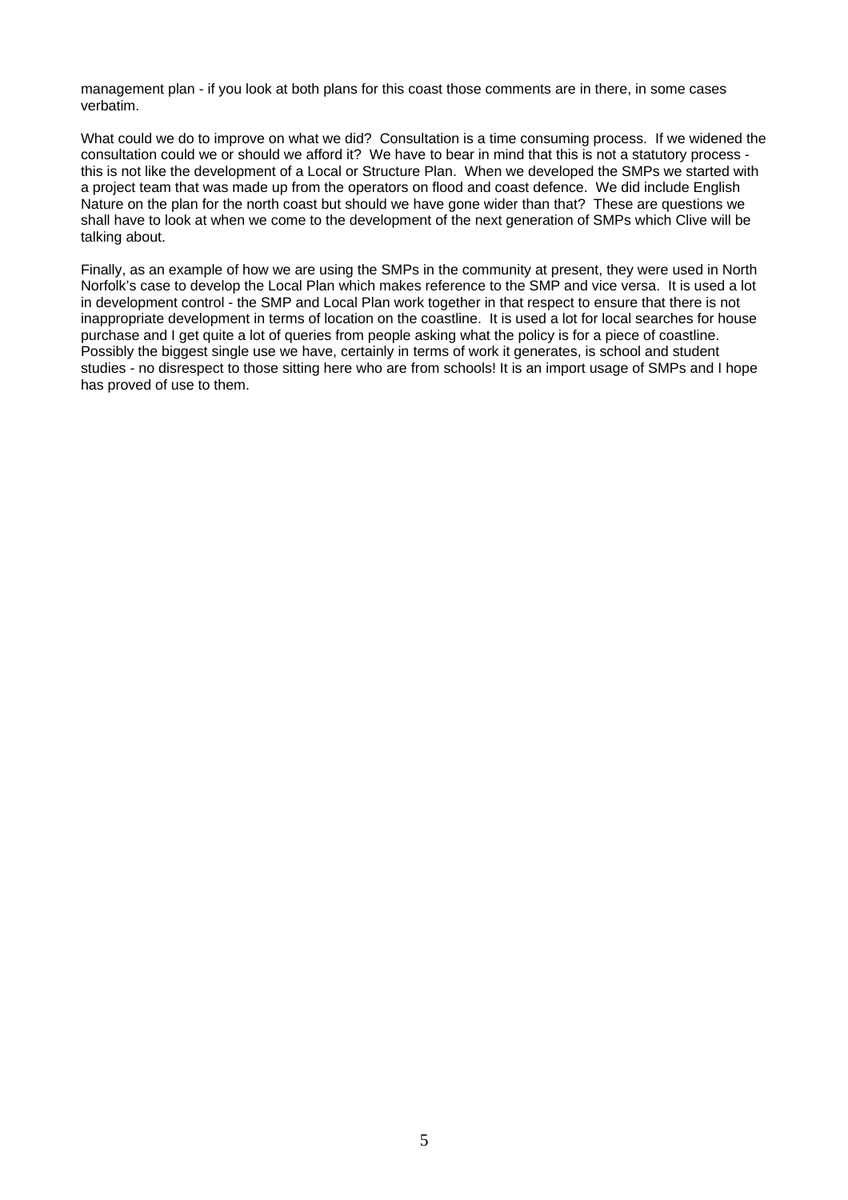management plan - if you look at both plans for this coast those comments are in there, in some cases verbatim.

What could we do to improve on what we did? Consultation is a time consuming process. If we widened the consultation could we or should we afford it? We have to bear in mind that this is not a statutory process - this is not like the development of a Local or Structure Plan. When we developed the SMPs we started with a project team that was made up from the operators on flood and coast defence. We did include English Nature on the plan for the north coast but should we have gone wider than that? These are questions we shall have to look at when we come to the development of the next generation of SMPs which Clive will be talking about.

Finally, as an example of how we are using the SMPs in the community at present, they were used in North Norfolk's case to develop the Local Plan which makes reference to the SMP and vice versa. It is used a lot in development control - the SMP and Local Plan work together in that respect to ensure that there is not inappropriate development in terms of location on the coastline. It is used a lot for local searches for house purchase and I get quite a lot of queries from people asking what the policy is for a piece of coastline. Possibly the biggest single use we have, certainly in terms of work it generates, is school and student studies - no disrespect to those sitting here who are from schools! It is an import usage of SMPs and I hope has proved of use to them.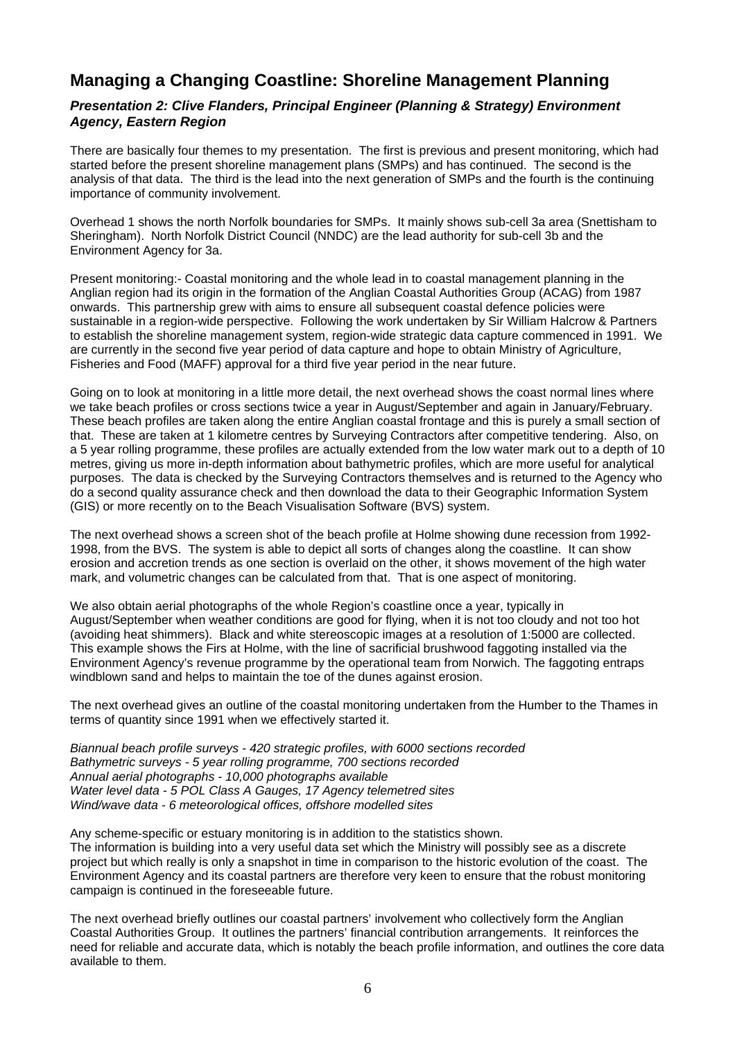## Managing a Changing Coastline: Shoreline Management Planning

### *Presentation 2: Clive Flanders, Principal Engineer (Planning & Strategy) Environment Agency, Eastern Region*

There are basically four themes to my presentation. The first is previous and present monitoring, which had started before the present shoreline management plans (SMPs) and has continued. The second is the analysis of that data. The third is the lead into the next generation of SMPs and the fourth is the continuing importance of community involvement.

Overhead 1 shows the north Norfolk boundaries for SMPs. It mainly shows sub-cell 3a area (Snettisham to Sheringham). North Norfolk District Council (NNDC) are the lead authority for sub-cell 3b and the Environment Agency for 3a.

Present monitoring:- Coastal monitoring and the whole lead in to coastal management planning in the Anglian region had its origin in the formation of the Anglian Coastal Authorities Group (ACAG) from 1987 onwards. This partnership grew with aims to ensure all subsequent coastal defence policies were sustainable in a region-wide perspective. Following the work undertaken by Sir William Halcrow & Partners to establish the shoreline management system, region-wide strategic data capture commenced in 1991. We are currently in the second five year period of data capture and hope to obtain Ministry of Agriculture, Fisheries and Food (MAFF) approval for a third five year period in the near future.

Going on to look at monitoring in a little more detail, the next overhead shows the coast normal lines where we take beach profiles or cross sections twice a year in August/September and again in January/February. These beach profiles are taken along the entire Anglian coastal frontage and this is purely a small section of that. These are taken at 1 kilometre centres by Surveying Contractors after competitive tendering. Also, on a 5 year rolling programme, these profiles are actually extended from the low water mark out to a depth of 10 metres, giving us more in-depth information about bathymetric profiles, which are more useful for analytical purposes. The data is checked by the Surveying Contractors themselves and is returned to the Agency who do a second quality assurance check and then download the data to their Geographic Information System (GIS) or more recently on to the Beach Visualisation Software (BVS) system.

The next overhead shows a screen shot of the beach profile at Holme showing dune recession from 1992-1998, from the BVS. The system is able to depict all sorts of changes along the coastline. It can show erosion and accretion trends as one section is overlaid on the other, it shows movement of the high water mark, and volumetric changes can be calculated from that. That is one aspect of monitoring.

We also obtain aerial photographs of the whole Region's coastline once a year, typically in August/September when weather conditions are good for flying, when it is not too cloudy and not too hot (avoiding heat shimmers). Black and white stereoscopic images at a resolution of 1:5000 are collected. This example shows the Firs at Holme, with the line of sacrificial brushwood faggoting installed via the Environment Agency's revenue programme by the operational team from Norwich. The faggoting entraps windblown sand and helps to maintain the toe of the dunes against erosion.

The next overhead gives an outline of the coastal monitoring undertaken from the Humber to the Thames in terms of quantity since 1991 when we effectively started it.

*Biannual beach profile surveys - 420 strategic profiles, with 6000 sections recorded*
*Bathymetric surveys - 5 year rolling programme, 700 sections recorded*
*Annual aerial photographs - 10,000 photographs available*
*Water level data - 5 POL Class A Gauges, 17 Agency telemetred sites*
*Wind/wave data - 6 meteorological offices, offshore modelled sites*

Any scheme-specific or estuary monitoring is in addition to the statistics shown.
The information is building into a very useful data set which the Ministry will possibly see as a discrete project but which really is only a snapshot in time in comparison to the historic evolution of the coast. The Environment Agency and its coastal partners are therefore very keen to ensure that the robust monitoring campaign is continued in the foreseeable future.

The next overhead briefly outlines our coastal partners' involvement who collectively form the Anglian Coastal Authorities Group. It outlines the partners' financial contribution arrangements. It reinforces the need for reliable and accurate data, which is notably the beach profile information, and outlines the core data available to them.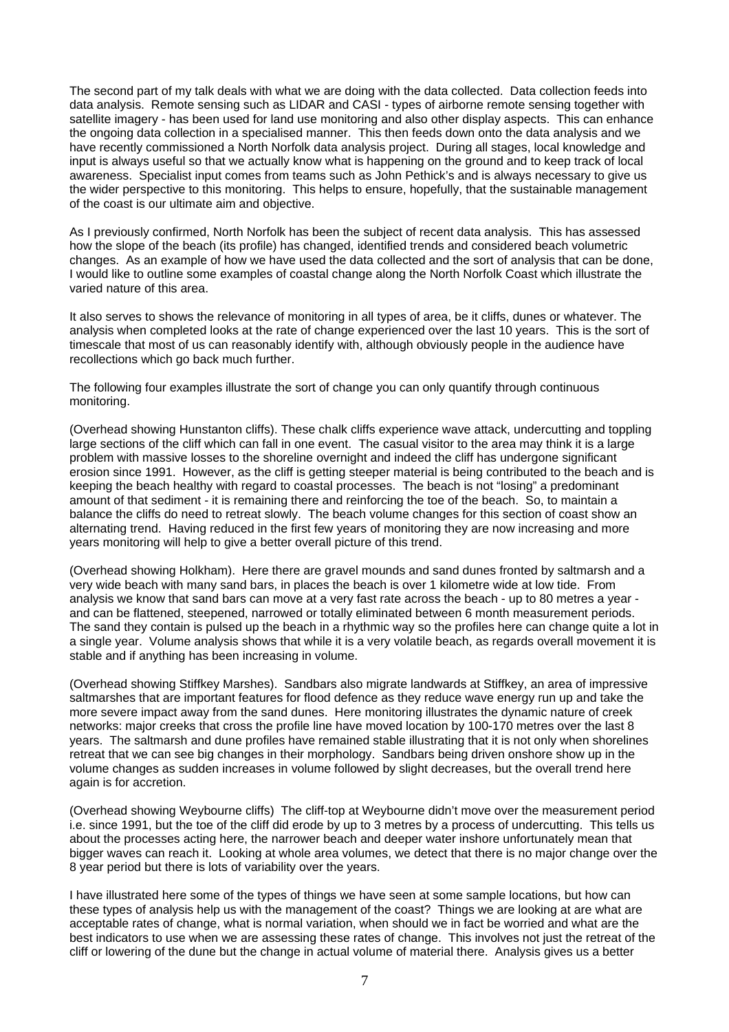The second part of my talk deals with what we are doing with the data collected. Data collection feeds into data analysis. Remote sensing such as LIDAR and CASI - types of airborne remote sensing together with satellite imagery - has been used for land use monitoring and also other display aspects. This can enhance the ongoing data collection in a specialised manner. This then feeds down onto the data analysis and we have recently commissioned a North Norfolk data analysis project. During all stages, local knowledge and input is always useful so that we actually know what is happening on the ground and to keep track of local awareness. Specialist input comes from teams such as John Pethick's and is always necessary to give us the wider perspective to this monitoring. This helps to ensure, hopefully, that the sustainable management of the coast is our ultimate aim and objective.

As I previously confirmed, North Norfolk has been the subject of recent data analysis. This has assessed how the slope of the beach (its profile) has changed, identified trends and considered beach volumetric changes. As an example of how we have used the data collected and the sort of analysis that can be done, I would like to outline some examples of coastal change along the North Norfolk Coast which illustrate the varied nature of this area.

It also serves to shows the relevance of monitoring in all types of area, be it cliffs, dunes or whatever. The analysis when completed looks at the rate of change experienced over the last 10 years. This is the sort of timescale that most of us can reasonably identify with, although obviously people in the audience have recollections which go back much further.

The following four examples illustrate the sort of change you can only quantify through continuous monitoring.

(Overhead showing Hunstanton cliffs). These chalk cliffs experience wave attack, undercutting and toppling large sections of the cliff which can fall in one event. The casual visitor to the area may think it is a large problem with massive losses to the shoreline overnight and indeed the cliff has undergone significant erosion since 1991. However, as the cliff is getting steeper material is being contributed to the beach and is keeping the beach healthy with regard to coastal processes. The beach is not "losing" a predominant amount of that sediment - it is remaining there and reinforcing the toe of the beach. So, to maintain a balance the cliffs do need to retreat slowly. The beach volume changes for this section of coast show an alternating trend. Having reduced in the first few years of monitoring they are now increasing and more years monitoring will help to give a better overall picture of this trend.

(Overhead showing Holkham). Here there are gravel mounds and sand dunes fronted by saltmarsh and a very wide beach with many sand bars, in places the beach is over 1 kilometre wide at low tide. From analysis we know that sand bars can move at a very fast rate across the beach - up to 80 metres a year - and can be flattened, steepened, narrowed or totally eliminated between 6 month measurement periods. The sand they contain is pulsed up the beach in a rhythmic way so the profiles here can change quite a lot in a single year. Volume analysis shows that while it is a very volatile beach, as regards overall movement it is stable and if anything has been increasing in volume.

(Overhead showing Stiffkey Marshes). Sandbars also migrate landwards at Stiffkey, an area of impressive saltmarshes that are important features for flood defence as they reduce wave energy run up and take the more severe impact away from the sand dunes. Here monitoring illustrates the dynamic nature of creek networks: major creeks that cross the profile line have moved location by 100-170 metres over the last 8 years. The saltmarsh and dune profiles have remained stable illustrating that it is not only when shorelines retreat that we can see big changes in their morphology. Sandbars being driven onshore show up in the volume changes as sudden increases in volume followed by slight decreases, but the overall trend here again is for accretion.

(Overhead showing Weybourne cliffs) The cliff-top at Weybourne didn't move over the measurement period i.e. since 1991, but the toe of the cliff did erode by up to 3 metres by a process of undercutting. This tells us about the processes acting here, the narrower beach and deeper water inshore unfortunately mean that bigger waves can reach it. Looking at whole area volumes, we detect that there is no major change over the 8 year period but there is lots of variability over the years.

I have illustrated here some of the types of things we have seen at some sample locations, but how can these types of analysis help us with the management of the coast? Things we are looking at are what are acceptable rates of change, what is normal variation, when should we in fact be worried and what are the best indicators to use when we are assessing these rates of change. This involves not just the retreat of the cliff or lowering of the dune but the change in actual volume of material there. Analysis gives us a better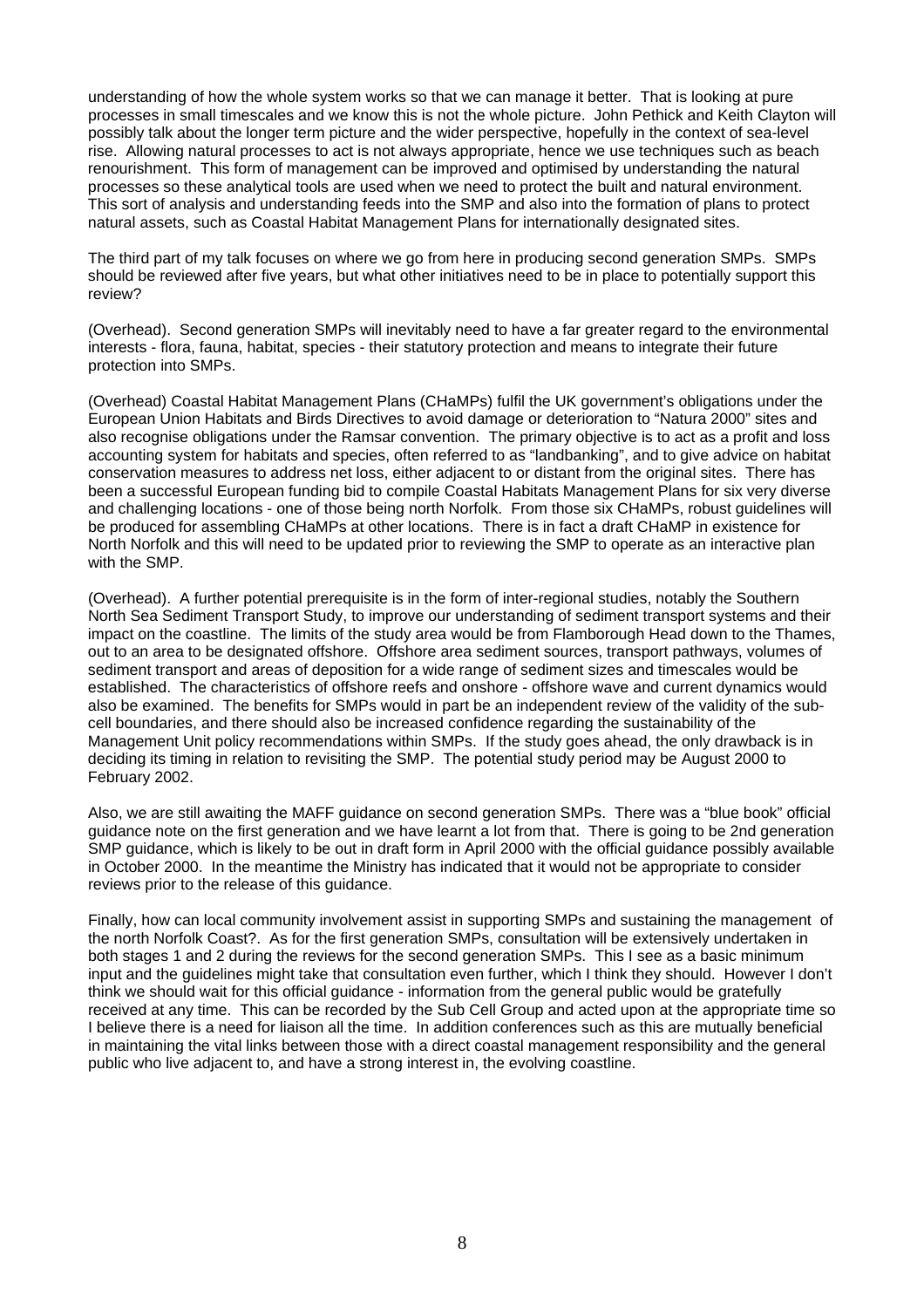understanding of how the whole system works so that we can manage it better. That is looking at pure processes in small timescales and we know this is not the whole picture. John Pethick and Keith Clayton will possibly talk about the longer term picture and the wider perspective, hopefully in the context of sea-level rise. Allowing natural processes to act is not always appropriate, hence we use techniques such as beach renourishment. This form of management can be improved and optimised by understanding the natural processes so these analytical tools are used when we need to protect the built and natural environment. This sort of analysis and understanding feeds into the SMP and also into the formation of plans to protect natural assets, such as Coastal Habitat Management Plans for internationally designated sites.

The third part of my talk focuses on where we go from here in producing second generation SMPs. SMPs should be reviewed after five years, but what other initiatives need to be in place to potentially support this review?

(Overhead). Second generation SMPs will inevitably need to have a far greater regard to the environmental interests - flora, fauna, habitat, species - their statutory protection and means to integrate their future protection into SMPs.

(Overhead) Coastal Habitat Management Plans (CHaMPs) fulfil the UK government's obligations under the European Union Habitats and Birds Directives to avoid damage or deterioration to "Natura 2000" sites and also recognise obligations under the Ramsar convention. The primary objective is to act as a profit and loss accounting system for habitats and species, often referred to as "landbanking", and to give advice on habitat conservation measures to address net loss, either adjacent to or distant from the original sites. There has been a successful European funding bid to compile Coastal Habitats Management Plans for six very diverse and challenging locations - one of those being north Norfolk. From those six CHaMPs, robust guidelines will be produced for assembling CHaMPs at other locations. There is in fact a draft CHaMP in existence for North Norfolk and this will need to be updated prior to reviewing the SMP to operate as an interactive plan with the SMP.

(Overhead). A further potential prerequisite is in the form of inter-regional studies, notably the Southern North Sea Sediment Transport Study, to improve our understanding of sediment transport systems and their impact on the coastline. The limits of the study area would be from Flamborough Head down to the Thames, out to an area to be designated offshore. Offshore area sediment sources, transport pathways, volumes of sediment transport and areas of deposition for a wide range of sediment sizes and timescales would be established. The characteristics of offshore reefs and onshore - offshore wave and current dynamics would also be examined. The benefits for SMPs would in part be an independent review of the validity of the sub-cell boundaries, and there should also be increased confidence regarding the sustainability of the Management Unit policy recommendations within SMPs. If the study goes ahead, the only drawback is in deciding its timing in relation to revisiting the SMP. The potential study period may be August 2000 to February 2002.

Also, we are still awaiting the MAFF guidance on second generation SMPs. There was a "blue book" official guidance note on the first generation and we have learnt a lot from that. There is going to be 2nd generation SMP guidance, which is likely to be out in draft form in April 2000 with the official guidance possibly available in October 2000. In the meantime the Ministry has indicated that it would not be appropriate to consider reviews prior to the release of this guidance.

Finally, how can local community involvement assist in supporting SMPs and sustaining the management of the north Norfolk Coast?. As for the first generation SMPs, consultation will be extensively undertaken in both stages 1 and 2 during the reviews for the second generation SMPs. This I see as a basic minimum input and the guidelines might take that consultation even further, which I think they should. However I don't think we should wait for this official guidance - information from the general public would be gratefully received at any time. This can be recorded by the Sub Cell Group and acted upon at the appropriate time so I believe there is a need for liaison all the time. In addition conferences such as this are mutually beneficial in maintaining the vital links between those with a direct coastal management responsibility and the general public who live adjacent to, and have a strong interest in, the evolving coastline.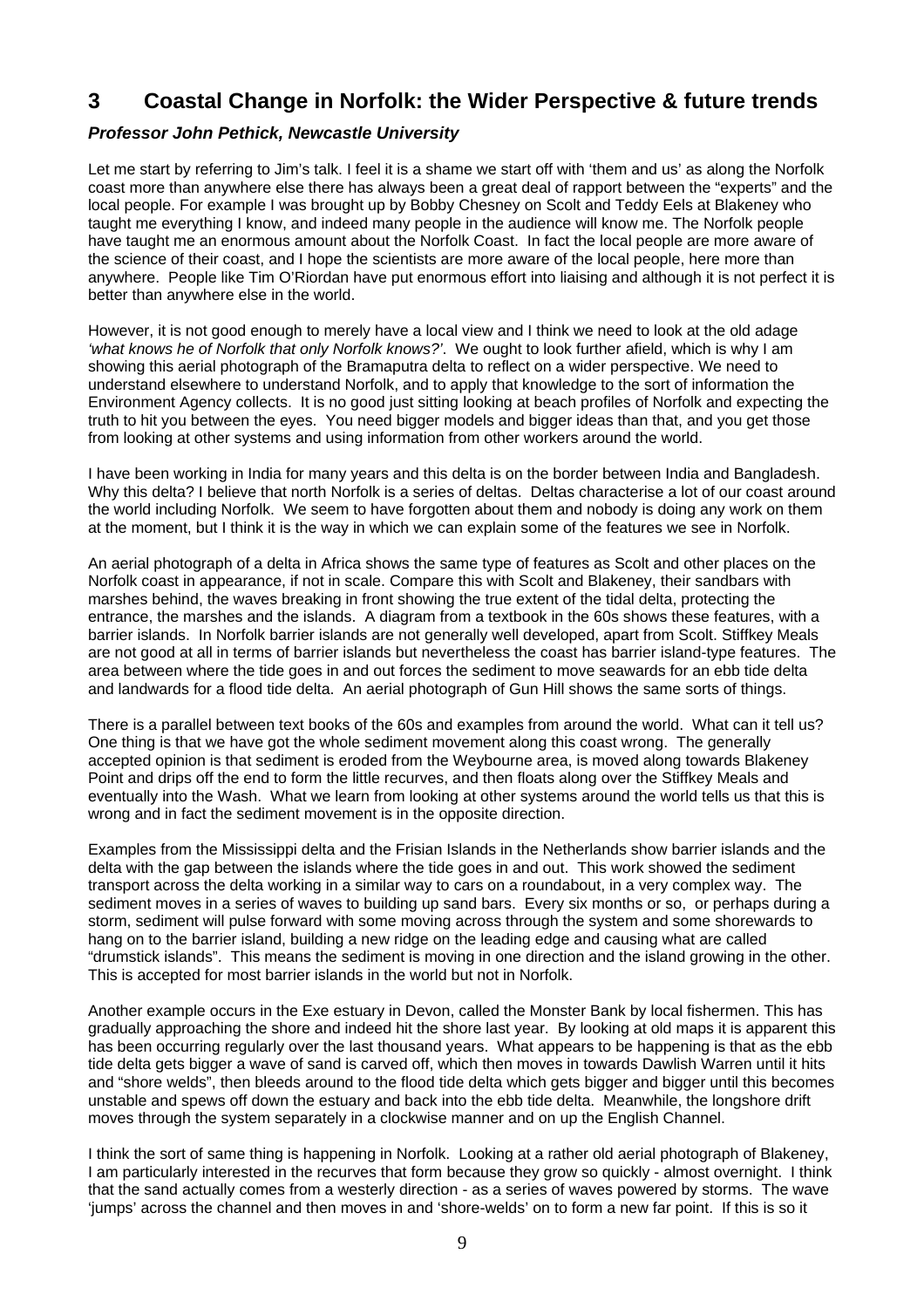## 3 Coastal Change in Norfolk: the Wider Perspective & future trends

***Professor John Pethick, Newcastle University***

Let me start by referring to Jim's talk. I feel it is a shame we start off with 'them and us' as along the Norfolk coast more than anywhere else there has always been a great deal of rapport between the "experts" and the local people. For example I was brought up by Bobby Chesney on Scolt and Teddy Eels at Blakeney who taught me everything I know, and indeed many people in the audience will know me. The Norfolk people have taught me an enormous amount about the Norfolk Coast. In fact the local people are more aware of the science of their coast, and I hope the scientists are more aware of the local people, here more than anywhere. People like Tim O'Riordan have put enormous effort into liaising and although it is not perfect it is better than anywhere else in the world.

However, it is not good enough to merely have a local view and I think we need to look at the old adage *'what knows he of Norfolk that only Norfolk knows?'*. We ought to look further afield, which is why I am showing this aerial photograph of the Bramaputra delta to reflect on a wider perspective. We need to understand elsewhere to understand Norfolk, and to apply that knowledge to the sort of information the Environment Agency collects. It is no good just sitting looking at beach profiles of Norfolk and expecting the truth to hit you between the eyes. You need bigger models and bigger ideas than that, and you get those from looking at other systems and using information from other workers around the world.

I have been working in India for many years and this delta is on the border between India and Bangladesh. Why this delta? I believe that north Norfolk is a series of deltas. Deltas characterise a lot of our coast around the world including Norfolk. We seem to have forgotten about them and nobody is doing any work on them at the moment, but I think it is the way in which we can explain some of the features we see in Norfolk.

An aerial photograph of a delta in Africa shows the same type of features as Scolt and other places on the Norfolk coast in appearance, if not in scale. Compare this with Scolt and Blakeney, their sandbars with marshes behind, the waves breaking in front showing the true extent of the tidal delta, protecting the entrance, the marshes and the islands. A diagram from a textbook in the 60s shows these features, with a barrier islands. In Norfolk barrier islands are not generally well developed, apart from Scolt. Stiffkey Meals are not good at all in terms of barrier islands but nevertheless the coast has barrier island-type features. The area between where the tide goes in and out forces the sediment to move seawards for an ebb tide delta and landwards for a flood tide delta. An aerial photograph of Gun Hill shows the same sorts of things.

There is a parallel between text books of the 60s and examples from around the world. What can it tell us? One thing is that we have got the whole sediment movement along this coast wrong. The generally accepted opinion is that sediment is eroded from the Weybourne area, is moved along towards Blakeney Point and drips off the end to form the little recurves, and then floats along over the Stiffkey Meals and eventually into the Wash. What we learn from looking at other systems around the world tells us that this is wrong and in fact the sediment movement is in the opposite direction.

Examples from the Mississippi delta and the Frisian Islands in the Netherlands show barrier islands and the delta with the gap between the islands where the tide goes in and out. This work showed the sediment transport across the delta working in a similar way to cars on a roundabout, in a very complex way. The sediment moves in a series of waves to building up sand bars. Every six months or so, or perhaps during a storm, sediment will pulse forward with some moving across through the system and some shorewards to hang on to the barrier island, building a new ridge on the leading edge and causing what are called "drumstick islands". This means the sediment is moving in one direction and the island growing in the other. This is accepted for most barrier islands in the world but not in Norfolk.

Another example occurs in the Exe estuary in Devon, called the Monster Bank by local fishermen. This has gradually approaching the shore and indeed hit the shore last year. By looking at old maps it is apparent this has been occurring regularly over the last thousand years. What appears to be happening is that as the ebb tide delta gets bigger a wave of sand is carved off, which then moves in towards Dawlish Warren until it hits and "shore welds", then bleeds around to the flood tide delta which gets bigger and bigger until this becomes unstable and spews off down the estuary and back into the ebb tide delta. Meanwhile, the longshore drift moves through the system separately in a clockwise manner and on up the English Channel.

I think the sort of same thing is happening in Norfolk. Looking at a rather old aerial photograph of Blakeney, I am particularly interested in the recurves that form because they grow so quickly - almost overnight. I think that the sand actually comes from a westerly direction - as a series of waves powered by storms. The wave 'jumps' across the channel and then moves in and 'shore-welds' on to form a new far point. If this is so it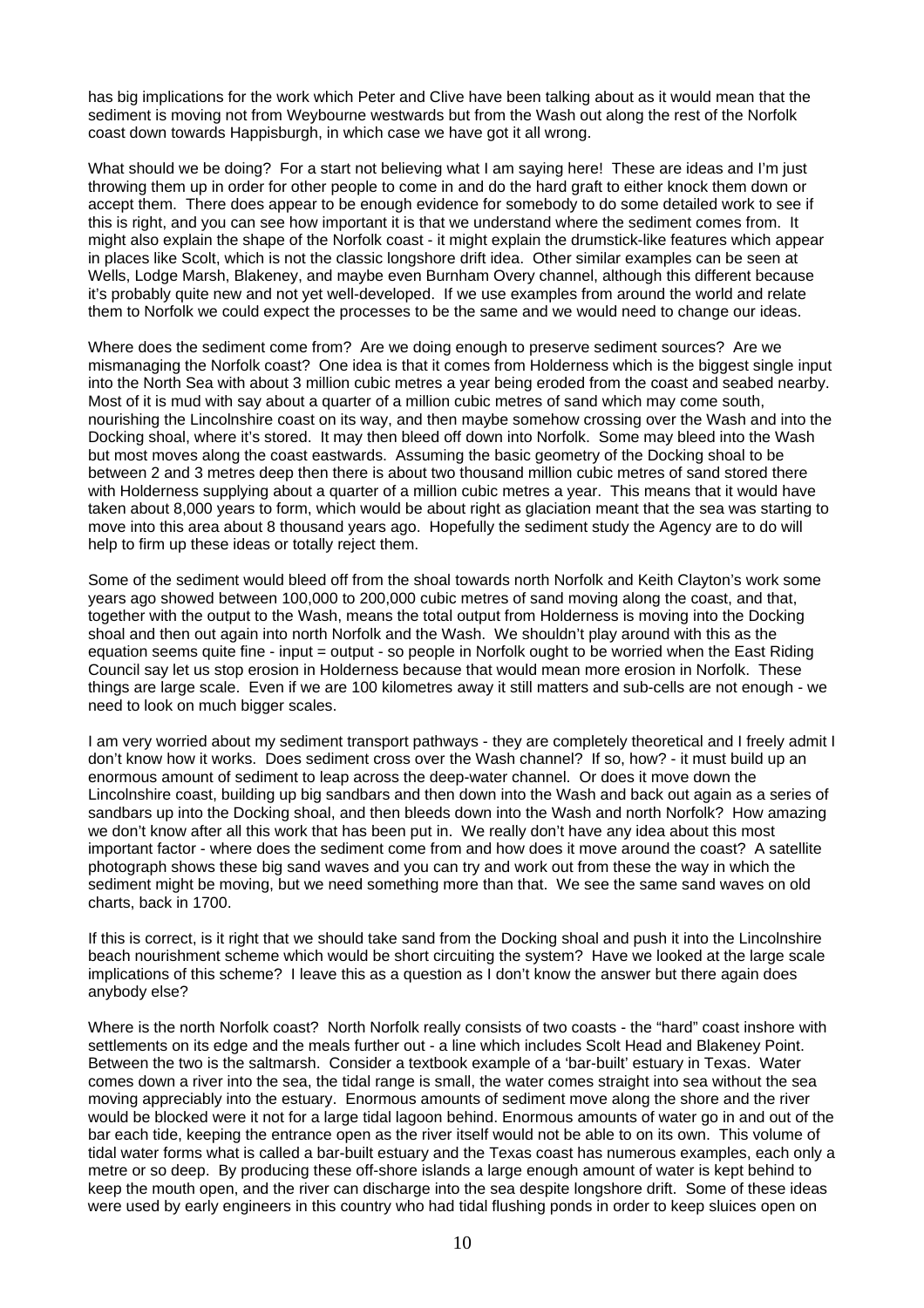has big implications for the work which Peter and Clive have been talking about as it would mean that the sediment is moving not from Weybourne westwards but from the Wash out along the rest of the Norfolk coast down towards Happisburgh, in which case we have got it all wrong.

What should we be doing? For a start not believing what I am saying here! These are ideas and I'm just throwing them up in order for other people to come in and do the hard graft to either knock them down or accept them. There does appear to be enough evidence for somebody to do some detailed work to see if this is right, and you can see how important it is that we understand where the sediment comes from. It might also explain the shape of the Norfolk coast - it might explain the drumstick-like features which appear in places like Scolt, which is not the classic longshore drift idea. Other similar examples can be seen at Wells, Lodge Marsh, Blakeney, and maybe even Burnham Overy channel, although this different because it's probably quite new and not yet well-developed. If we use examples from around the world and relate them to Norfolk we could expect the processes to be the same and we would need to change our ideas.

Where does the sediment come from? Are we doing enough to preserve sediment sources? Are we mismanaging the Norfolk coast? One idea is that it comes from Holderness which is the biggest single input into the North Sea with about 3 million cubic metres a year being eroded from the coast and seabed nearby. Most of it is mud with say about a quarter of a million cubic metres of sand which may come south, nourishing the Lincolnshire coast on its way, and then maybe somehow crossing over the Wash and into the Docking shoal, where it's stored. It may then bleed off down into Norfolk. Some may bleed into the Wash but most moves along the coast eastwards. Assuming the basic geometry of the Docking shoal to be between 2 and 3 metres deep then there is about two thousand million cubic metres of sand stored there with Holderness supplying about a quarter of a million cubic metres a year. This means that it would have taken about 8,000 years to form, which would be about right as glaciation meant that the sea was starting to move into this area about 8 thousand years ago. Hopefully the sediment study the Agency are to do will help to firm up these ideas or totally reject them.

Some of the sediment would bleed off from the shoal towards north Norfolk and Keith Clayton's work some years ago showed between 100,000 to 200,000 cubic metres of sand moving along the coast, and that, together with the output to the Wash, means the total output from Holderness is moving into the Docking shoal and then out again into north Norfolk and the Wash. We shouldn't play around with this as the equation seems quite fine - input = output - so people in Norfolk ought to be worried when the East Riding Council say let us stop erosion in Holderness because that would mean more erosion in Norfolk. These things are large scale. Even if we are 100 kilometres away it still matters and sub-cells are not enough - we need to look on much bigger scales.

I am very worried about my sediment transport pathways - they are completely theoretical and I freely admit I don't know how it works. Does sediment cross over the Wash channel? If so, how? - it must build up an enormous amount of sediment to leap across the deep-water channel. Or does it move down the Lincolnshire coast, building up big sandbars and then down into the Wash and back out again as a series of sandbars up into the Docking shoal, and then bleeds down into the Wash and north Norfolk? How amazing we don't know after all this work that has been put in. We really don't have any idea about this most important factor - where does the sediment come from and how does it move around the coast? A satellite photograph shows these big sand waves and you can try and work out from these the way in which the sediment might be moving, but we need something more than that. We see the same sand waves on old charts, back in 1700.

If this is correct, is it right that we should take sand from the Docking shoal and push it into the Lincolnshire beach nourishment scheme which would be short circuiting the system? Have we looked at the large scale implications of this scheme? I leave this as a question as I don't know the answer but there again does anybody else?

Where is the north Norfolk coast? North Norfolk really consists of two coasts - the "hard" coast inshore with settlements on its edge and the meals further out - a line which includes Scolt Head and Blakeney Point. Between the two is the saltmarsh. Consider a textbook example of a 'bar-built' estuary in Texas. Water comes down a river into the sea, the tidal range is small, the water comes straight into sea without the sea moving appreciably into the estuary. Enormous amounts of sediment move along the shore and the river would be blocked were it not for a large tidal lagoon behind. Enormous amounts of water go in and out of the bar each tide, keeping the entrance open as the river itself would not be able to on its own. This volume of tidal water forms what is called a bar-built estuary and the Texas coast has numerous examples, each only a metre or so deep. By producing these off-shore islands a large enough amount of water is kept behind to keep the mouth open, and the river can discharge into the sea despite longshore drift. Some of these ideas were used by early engineers in this country who had tidal flushing ponds in order to keep sluices open on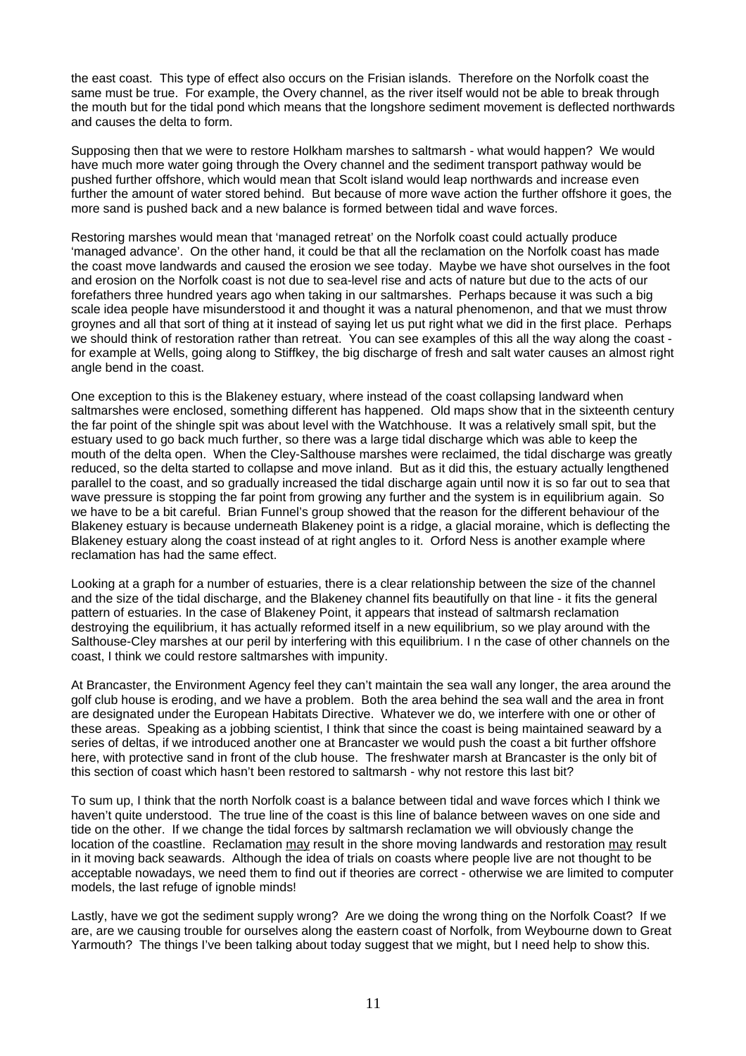the east coast. This type of effect also occurs on the Frisian islands. Therefore on the Norfolk coast the same must be true. For example, the Overy channel, as the river itself would not be able to break through the mouth but for the tidal pond which means that the longshore sediment movement is deflected northwards and causes the delta to form.

Supposing then that we were to restore Holkham marshes to saltmarsh - what would happen? We would have much more water going through the Overy channel and the sediment transport pathway would be pushed further offshore, which would mean that Scolt island would leap northwards and increase even further the amount of water stored behind. But because of more wave action the further offshore it goes, the more sand is pushed back and a new balance is formed between tidal and wave forces.

Restoring marshes would mean that 'managed retreat' on the Norfolk coast could actually produce 'managed advance'. On the other hand, it could be that all the reclamation on the Norfolk coast has made the coast move landwards and caused the erosion we see today. Maybe we have shot ourselves in the foot and erosion on the Norfolk coast is not due to sea-level rise and acts of nature but due to the acts of our forefathers three hundred years ago when taking in our saltmarshes. Perhaps because it was such a big scale idea people have misunderstood it and thought it was a natural phenomenon, and that we must throw groynes and all that sort of thing at it instead of saying let us put right what we did in the first place. Perhaps we should think of restoration rather than retreat. You can see examples of this all the way along the coast - for example at Wells, going along to Stiffkey, the big discharge of fresh and salt water causes an almost right angle bend in the coast.

One exception to this is the Blakeney estuary, where instead of the coast collapsing landward when saltmarshes were enclosed, something different has happened. Old maps show that in the sixteenth century the far point of the shingle spit was about level with the Watchhouse. It was a relatively small spit, but the estuary used to go back much further, so there was a large tidal discharge which was able to keep the mouth of the delta open. When the Cley-Salthouse marshes were reclaimed, the tidal discharge was greatly reduced, so the delta started to collapse and move inland. But as it did this, the estuary actually lengthened parallel to the coast, and so gradually increased the tidal discharge again until now it is so far out to sea that wave pressure is stopping the far point from growing any further and the system is in equilibrium again. So we have to be a bit careful. Brian Funnel's group showed that the reason for the different behaviour of the Blakeney estuary is because underneath Blakeney point is a ridge, a glacial moraine, which is deflecting the Blakeney estuary along the coast instead of at right angles to it. Orford Ness is another example where reclamation has had the same effect.

Looking at a graph for a number of estuaries, there is a clear relationship between the size of the channel and the size of the tidal discharge, and the Blakeney channel fits beautifully on that line - it fits the general pattern of estuaries. In the case of Blakeney Point, it appears that instead of saltmarsh reclamation destroying the equilibrium, it has actually reformed itself in a new equilibrium, so we play around with the Salthouse-Cley marshes at our peril by interfering with this equilibrium. I n the case of other channels on the coast, I think we could restore saltmarshes with impunity.

At Brancaster, the Environment Agency feel they can't maintain the sea wall any longer, the area around the golf club house is eroding, and we have a problem. Both the area behind the sea wall and the area in front are designated under the European Habitats Directive. Whatever we do, we interfere with one or other of these areas. Speaking as a jobbing scientist, I think that since the coast is being maintained seaward by a series of deltas, if we introduced another one at Brancaster we would push the coast a bit further offshore here, with protective sand in front of the club house. The freshwater marsh at Brancaster is the only bit of this section of coast which hasn't been restored to saltmarsh - why not restore this last bit?

To sum up, I think that the north Norfolk coast is a balance between tidal and wave forces which I think we haven't quite understood. The true line of the coast is this line of balance between waves on one side and tide on the other. If we change the tidal forces by saltmarsh reclamation we will obviously change the location of the coastline. Reclamation <u>may</u> result in the shore moving landwards and restoration <u>may</u> result in it moving back seawards. Although the idea of trials on coasts where people live are not thought to be acceptable nowadays, we need them to find out if theories are correct - otherwise we are limited to computer models, the last refuge of ignoble minds!

Lastly, have we got the sediment supply wrong? Are we doing the wrong thing on the Norfolk Coast? If we are, are we causing trouble for ourselves along the eastern coast of Norfolk, from Weybourne down to Great Yarmouth? The things I've been talking about today suggest that we might, but I need help to show this.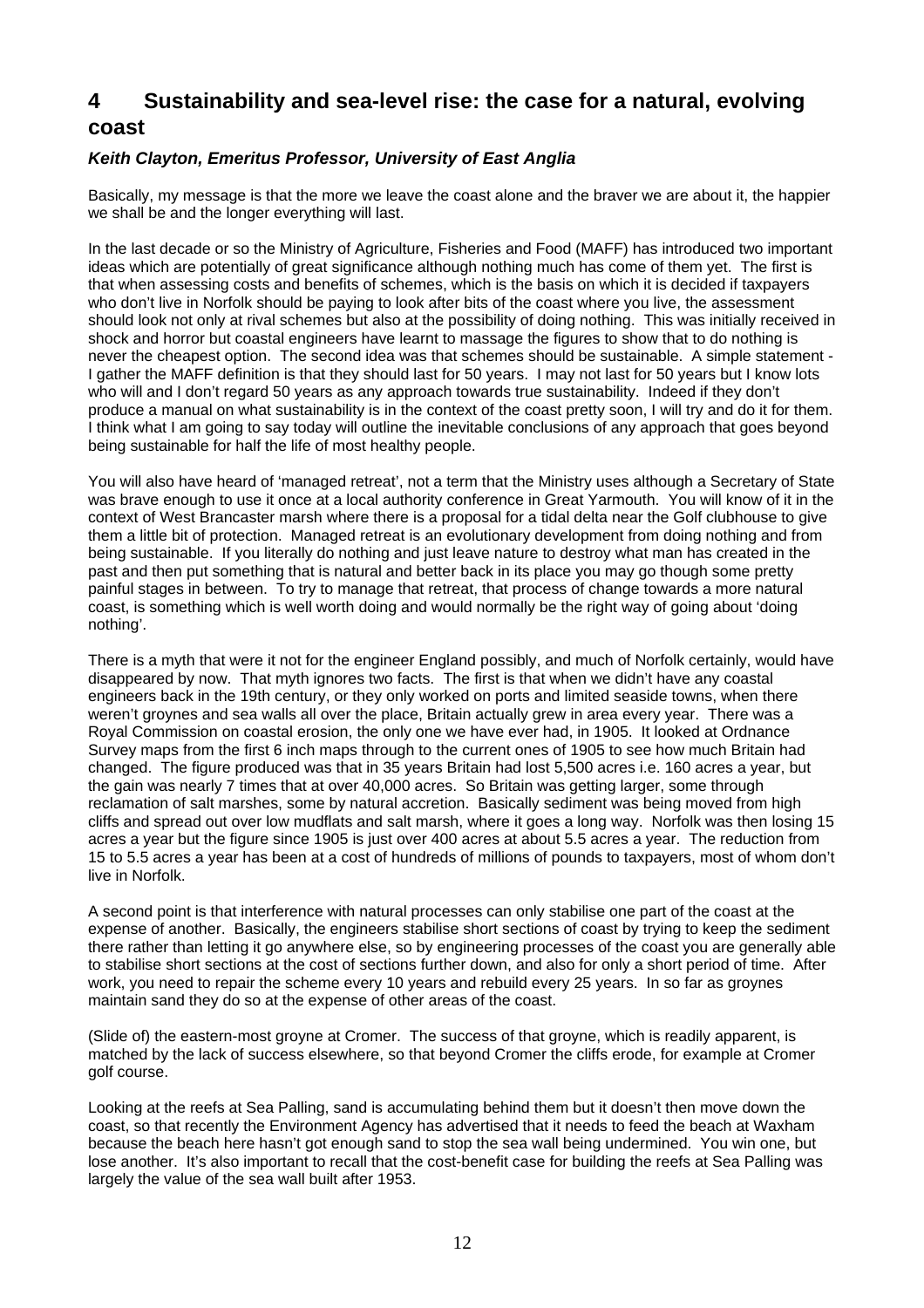# 4 Sustainability and sea-level rise: the case for a natural, evolving coast

***Keith Clayton, Emeritus Professor, University of East Anglia***

Basically, my message is that the more we leave the coast alone and the braver we are about it, the happier we shall be and the longer everything will last.

In the last decade or so the Ministry of Agriculture, Fisheries and Food (MAFF) has introduced two important ideas which are potentially of great significance although nothing much has come of them yet. The first is that when assessing costs and benefits of schemes, which is the basis on which it is decided if taxpayers who don't live in Norfolk should be paying to look after bits of the coast where you live, the assessment should look not only at rival schemes but also at the possibility of doing nothing. This was initially received in shock and horror but coastal engineers have learnt to massage the figures to show that to do nothing is never the cheapest option. The second idea was that schemes should be sustainable. A simple statement - I gather the MAFF definition is that they should last for 50 years. I may not last for 50 years but I know lots who will and I don't regard 50 years as any approach towards true sustainability. Indeed if they don't produce a manual on what sustainability is in the context of the coast pretty soon, I will try and do it for them. I think what I am going to say today will outline the inevitable conclusions of any approach that goes beyond being sustainable for half the life of most healthy people.

You will also have heard of 'managed retreat', not a term that the Ministry uses although a Secretary of State was brave enough to use it once at a local authority conference in Great Yarmouth. You will know of it in the context of West Brancaster marsh where there is a proposal for a tidal delta near the Golf clubhouse to give them a little bit of protection. Managed retreat is an evolutionary development from doing nothing and from being sustainable. If you literally do nothing and just leave nature to destroy what man has created in the past and then put something that is natural and better back in its place you may go though some pretty painful stages in between. To try to manage that retreat, that process of change towards a more natural coast, is something which is well worth doing and would normally be the right way of going about 'doing nothing'.

There is a myth that were it not for the engineer England possibly, and much of Norfolk certainly, would have disappeared by now. That myth ignores two facts. The first is that when we didn't have any coastal engineers back in the 19th century, or they only worked on ports and limited seaside towns, when there weren't groynes and sea walls all over the place, Britain actually grew in area every year. There was a Royal Commission on coastal erosion, the only one we have ever had, in 1905. It looked at Ordnance Survey maps from the first 6 inch maps through to the current ones of 1905 to see how much Britain had changed. The figure produced was that in 35 years Britain had lost 5,500 acres i.e. 160 acres a year, but the gain was nearly 7 times that at over 40,000 acres. So Britain was getting larger, some through reclamation of salt marshes, some by natural accretion. Basically sediment was being moved from high cliffs and spread out over low mudflats and salt marsh, where it goes a long way. Norfolk was then losing 15 acres a year but the figure since 1905 is just over 400 acres at about 5.5 acres a year. The reduction from 15 to 5.5 acres a year has been at a cost of hundreds of millions of pounds to taxpayers, most of whom don't live in Norfolk.

A second point is that interference with natural processes can only stabilise one part of the coast at the expense of another. Basically, the engineers stabilise short sections of coast by trying to keep the sediment there rather than letting it go anywhere else, so by engineering processes of the coast you are generally able to stabilise short sections at the cost of sections further down, and also for only a short period of time. After work, you need to repair the scheme every 10 years and rebuild every 25 years. In so far as groynes maintain sand they do so at the expense of other areas of the coast.

(Slide of) the eastern-most groyne at Cromer. The success of that groyne, which is readily apparent, is matched by the lack of success elsewhere, so that beyond Cromer the cliffs erode, for example at Cromer golf course.

Looking at the reefs at Sea Palling, sand is accumulating behind them but it doesn't then move down the coast, so that recently the Environment Agency has advertised that it needs to feed the beach at Waxham because the beach here hasn't got enough sand to stop the sea wall being undermined. You win one, but lose another. It's also important to recall that the cost-benefit case for building the reefs at Sea Palling was largely the value of the sea wall built after 1953.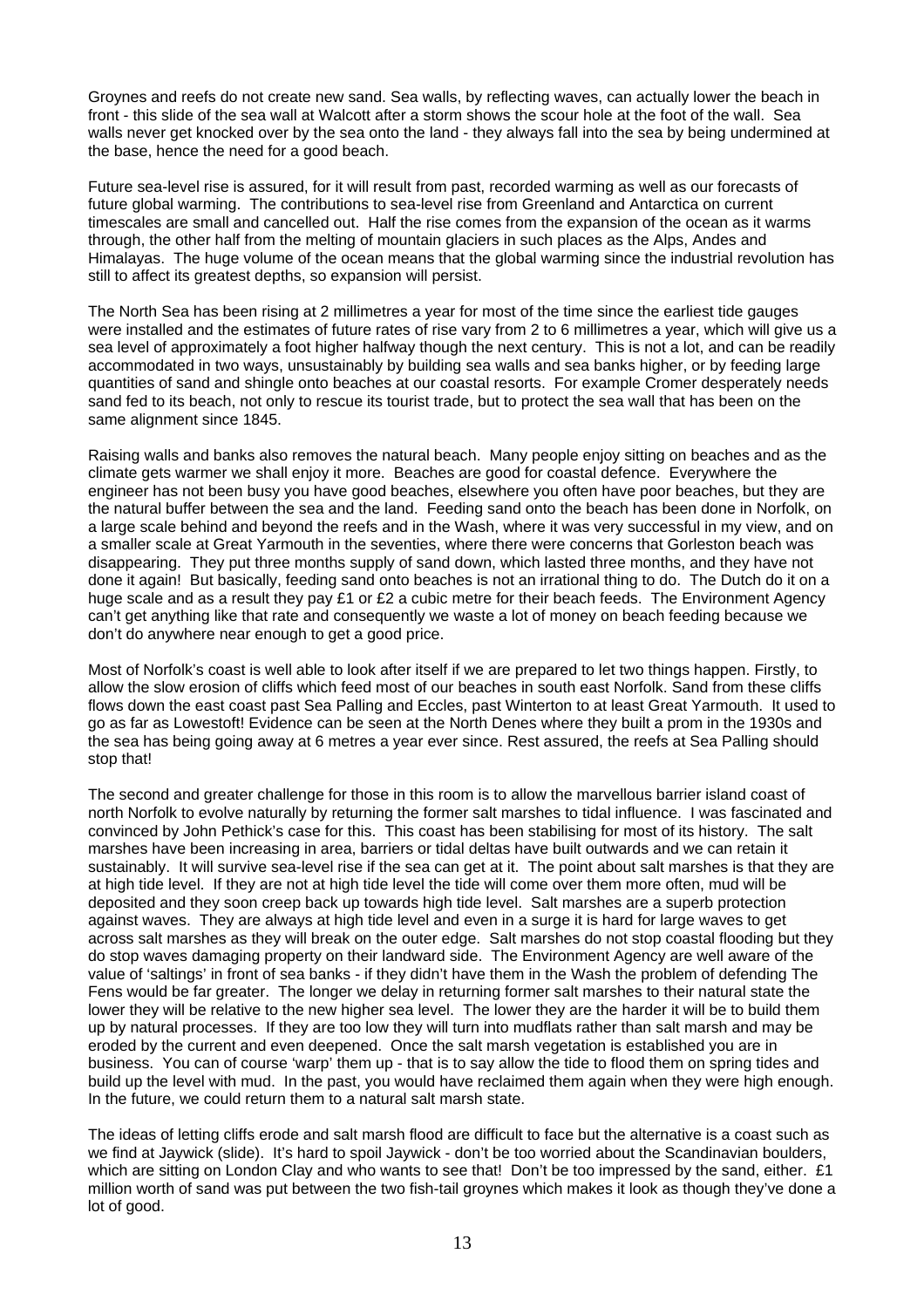Groynes and reefs do not create new sand. Sea walls, by reflecting waves, can actually lower the beach in front - this slide of the sea wall at Walcott after a storm shows the scour hole at the foot of the wall. Sea walls never get knocked over by the sea onto the land - they always fall into the sea by being undermined at the base, hence the need for a good beach.

Future sea-level rise is assured, for it will result from past, recorded warming as well as our forecasts of future global warming. The contributions to sea-level rise from Greenland and Antarctica on current timescales are small and cancelled out. Half the rise comes from the expansion of the ocean as it warms through, the other half from the melting of mountain glaciers in such places as the Alps, Andes and Himalayas. The huge volume of the ocean means that the global warming since the industrial revolution has still to affect its greatest depths, so expansion will persist.

The North Sea has been rising at 2 millimetres a year for most of the time since the earliest tide gauges were installed and the estimates of future rates of rise vary from 2 to 6 millimetres a year, which will give us a sea level of approximately a foot higher halfway though the next century. This is not a lot, and can be readily accommodated in two ways, unsustainably by building sea walls and sea banks higher, or by feeding large quantities of sand and shingle onto beaches at our coastal resorts. For example Cromer desperately needs sand fed to its beach, not only to rescue its tourist trade, but to protect the sea wall that has been on the same alignment since 1845.

Raising walls and banks also removes the natural beach. Many people enjoy sitting on beaches and as the climate gets warmer we shall enjoy it more. Beaches are good for coastal defence. Everywhere the engineer has not been busy you have good beaches, elsewhere you often have poor beaches, but they are the natural buffer between the sea and the land. Feeding sand onto the beach has been done in Norfolk, on a large scale behind and beyond the reefs and in the Wash, where it was very successful in my view, and on a smaller scale at Great Yarmouth in the seventies, where there were concerns that Gorleston beach was disappearing. They put three months supply of sand down, which lasted three months, and they have not done it again! But basically, feeding sand onto beaches is not an irrational thing to do. The Dutch do it on a huge scale and as a result they pay £1 or £2 a cubic metre for their beach feeds. The Environment Agency can't get anything like that rate and consequently we waste a lot of money on beach feeding because we don't do anywhere near enough to get a good price.

Most of Norfolk's coast is well able to look after itself if we are prepared to let two things happen. Firstly, to allow the slow erosion of cliffs which feed most of our beaches in south east Norfolk. Sand from these cliffs flows down the east coast past Sea Palling and Eccles, past Winterton to at least Great Yarmouth. It used to go as far as Lowestoft! Evidence can be seen at the North Denes where they built a prom in the 1930s and the sea has being going away at 6 metres a year ever since. Rest assured, the reefs at Sea Palling should stop that!

The second and greater challenge for those in this room is to allow the marvellous barrier island coast of north Norfolk to evolve naturally by returning the former salt marshes to tidal influence. I was fascinated and convinced by John Pethick's case for this. This coast has been stabilising for most of its history. The salt marshes have been increasing in area, barriers or tidal deltas have built outwards and we can retain it sustainably. It will survive sea-level rise if the sea can get at it. The point about salt marshes is that they are at high tide level. If they are not at high tide level the tide will come over them more often, mud will be deposited and they soon creep back up towards high tide level. Salt marshes are a superb protection against waves. They are always at high tide level and even in a surge it is hard for large waves to get across salt marshes as they will break on the outer edge. Salt marshes do not stop coastal flooding but they do stop waves damaging property on their landward side. The Environment Agency are well aware of the value of 'saltings' in front of sea banks - if they didn't have them in the Wash the problem of defending The Fens would be far greater. The longer we delay in returning former salt marshes to their natural state the lower they will be relative to the new higher sea level. The lower they are the harder it will be to build them up by natural processes. If they are too low they will turn into mudflats rather than salt marsh and may be eroded by the current and even deepened. Once the salt marsh vegetation is established you are in business. You can of course 'warp' them up - that is to say allow the tide to flood them on spring tides and build up the level with mud. In the past, you would have reclaimed them again when they were high enough. In the future, we could return them to a natural salt marsh state.

The ideas of letting cliffs erode and salt marsh flood are difficult to face but the alternative is a coast such as we find at Jaywick (slide). It's hard to spoil Jaywick - don't be too worried about the Scandinavian boulders, which are sitting on London Clay and who wants to see that! Don't be too impressed by the sand, either. £1 million worth of sand was put between the two fish-tail groynes which makes it look as though they've done a lot of good.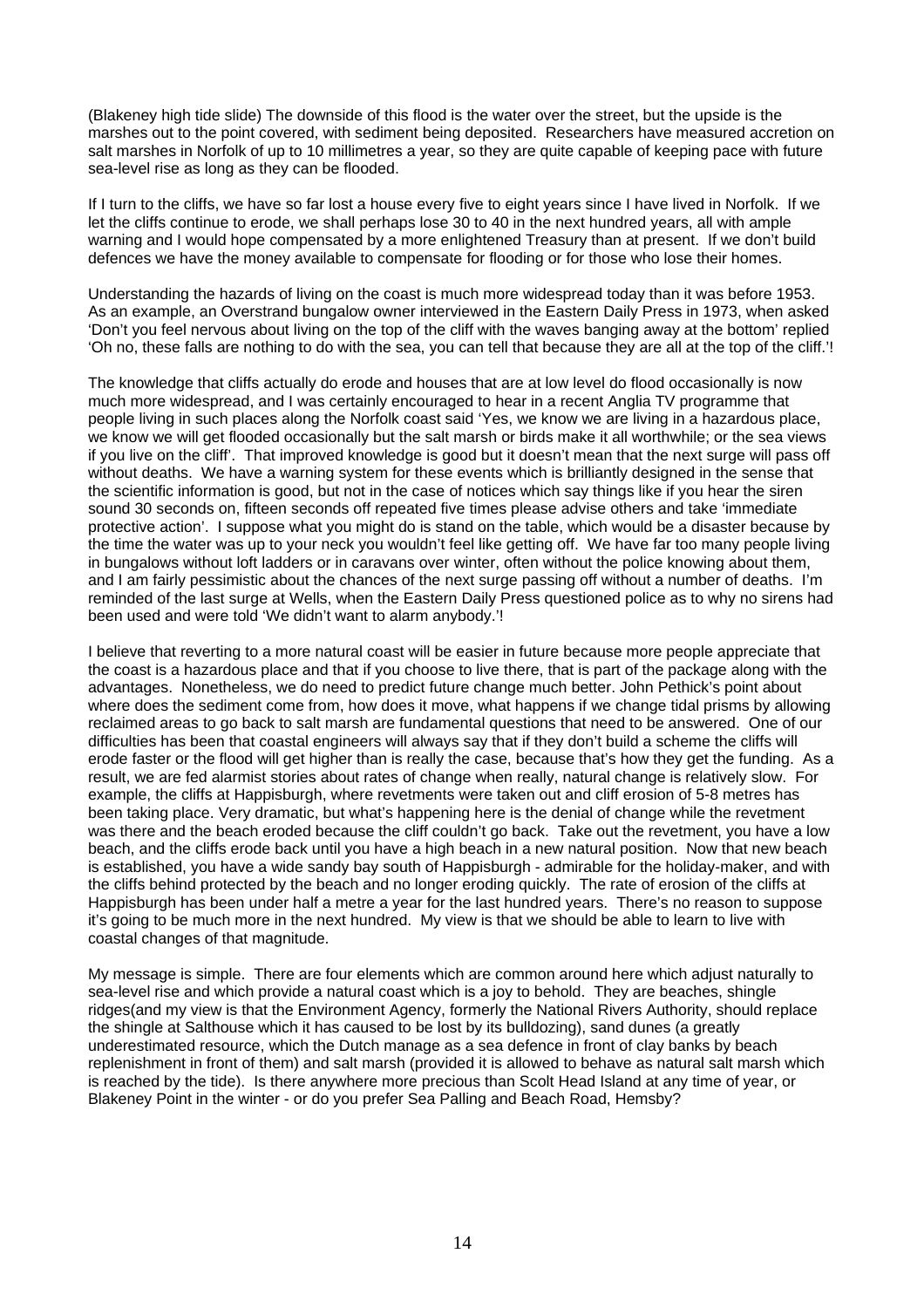(Blakeney high tide slide) The downside of this flood is the water over the street, but the upside is the marshes out to the point covered, with sediment being deposited. Researchers have measured accretion on salt marshes in Norfolk of up to 10 millimetres a year, so they are quite capable of keeping pace with future sea-level rise as long as they can be flooded.

If I turn to the cliffs, we have so far lost a house every five to eight years since I have lived in Norfolk. If we let the cliffs continue to erode, we shall perhaps lose 30 to 40 in the next hundred years, all with ample warning and I would hope compensated by a more enlightened Treasury than at present. If we don't build defences we have the money available to compensate for flooding or for those who lose their homes.

Understanding the hazards of living on the coast is much more widespread today than it was before 1953. As an example, an Overstrand bungalow owner interviewed in the Eastern Daily Press in 1973, when asked 'Don't you feel nervous about living on the top of the cliff with the waves banging away at the bottom' replied 'Oh no, these falls are nothing to do with the sea, you can tell that because they are all at the top of the cliff.'!

The knowledge that cliffs actually do erode and houses that are at low level do flood occasionally is now much more widespread, and I was certainly encouraged to hear in a recent Anglia TV programme that people living in such places along the Norfolk coast said 'Yes, we know we are living in a hazardous place, we know we will get flooded occasionally but the salt marsh or birds make it all worthwhile; or the sea views if you live on the cliff'. That improved knowledge is good but it doesn't mean that the next surge will pass off without deaths. We have a warning system for these events which is brilliantly designed in the sense that the scientific information is good, but not in the case of notices which say things like if you hear the siren sound 30 seconds on, fifteen seconds off repeated five times please advise others and take 'immediate protective action'. I suppose what you might do is stand on the table, which would be a disaster because by the time the water was up to your neck you wouldn't feel like getting off. We have far too many people living in bungalows without loft ladders or in caravans over winter, often without the police knowing about them, and I am fairly pessimistic about the chances of the next surge passing off without a number of deaths. I'm reminded of the last surge at Wells, when the Eastern Daily Press questioned police as to why no sirens had been used and were told 'We didn't want to alarm anybody.'!

I believe that reverting to a more natural coast will be easier in future because more people appreciate that the coast is a hazardous place and that if you choose to live there, that is part of the package along with the advantages. Nonetheless, we do need to predict future change much better. John Pethick's point about where does the sediment come from, how does it move, what happens if we change tidal prisms by allowing reclaimed areas to go back to salt marsh are fundamental questions that need to be answered. One of our difficulties has been that coastal engineers will always say that if they don't build a scheme the cliffs will erode faster or the flood will get higher than is really the case, because that's how they get the funding. As a result, we are fed alarmist stories about rates of change when really, natural change is relatively slow. For example, the cliffs at Happisburgh, where revetments were taken out and cliff erosion of 5-8 metres has been taking place. Very dramatic, but what's happening here is the denial of change while the revetment was there and the beach eroded because the cliff couldn't go back. Take out the revetment, you have a low beach, and the cliffs erode back until you have a high beach in a new natural position. Now that new beach is established, you have a wide sandy bay south of Happisburgh - admirable for the holiday-maker, and with the cliffs behind protected by the beach and no longer eroding quickly. The rate of erosion of the cliffs at Happisburgh has been under half a metre a year for the last hundred years. There's no reason to suppose it's going to be much more in the next hundred. My view is that we should be able to learn to live with coastal changes of that magnitude.

My message is simple. There are four elements which are common around here which adjust naturally to sea-level rise and which provide a natural coast which is a joy to behold. They are beaches, shingle ridges(and my view is that the Environment Agency, formerly the National Rivers Authority, should replace the shingle at Salthouse which it has caused to be lost by its bulldozing), sand dunes (a greatly underestimated resource, which the Dutch manage as a sea defence in front of clay banks by beach replenishment in front of them) and salt marsh (provided it is allowed to behave as natural salt marsh which is reached by the tide). Is there anywhere more precious than Scolt Head Island at any time of year, or Blakeney Point in the winter - or do you prefer Sea Palling and Beach Road, Hemsby?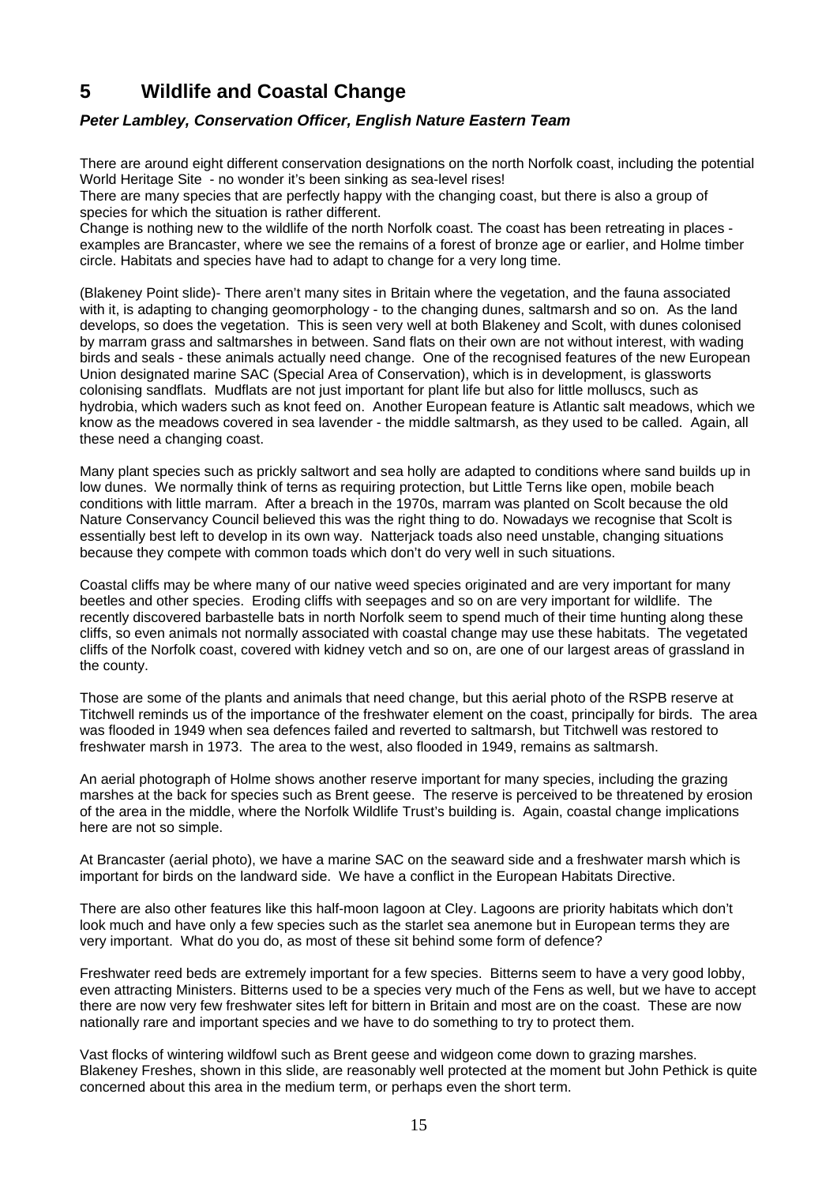# 5 Wildlife and Coastal Change

***Peter Lambley, Conservation Officer, English Nature Eastern Team***

There are around eight different conservation designations on the north Norfolk coast, including the potential World Heritage Site - no wonder it's been sinking as sea-level rises!

There are many species that are perfectly happy with the changing coast, but there is also a group of species for which the situation is rather different.

Change is nothing new to the wildlife of the north Norfolk coast. The coast has been retreating in places - examples are Brancaster, where we see the remains of a forest of bronze age or earlier, and Holme timber circle. Habitats and species have had to adapt to change for a very long time.

(Blakeney Point slide)- There aren't many sites in Britain where the vegetation, and the fauna associated with it, is adapting to changing geomorphology - to the changing dunes, saltmarsh and so on. As the land develops, so does the vegetation. This is seen very well at both Blakeney and Scolt, with dunes colonised by marram grass and saltmarshes in between. Sand flats on their own are not without interest, with wading birds and seals - these animals actually need change. One of the recognised features of the new European Union designated marine SAC (Special Area of Conservation), which is in development, is glassworts colonising sandflats. Mudflats are not just important for plant life but also for little molluscs, such as hydrobia, which waders such as knot feed on. Another European feature is Atlantic salt meadows, which we know as the meadows covered in sea lavender - the middle saltmarsh, as they used to be called. Again, all these need a changing coast.

Many plant species such as prickly saltwort and sea holly are adapted to conditions where sand builds up in low dunes. We normally think of terns as requiring protection, but Little Terns like open, mobile beach conditions with little marram. After a breach in the 1970s, marram was planted on Scolt because the old Nature Conservancy Council believed this was the right thing to do. Nowadays we recognise that Scolt is essentially best left to develop in its own way. Natterjack toads also need unstable, changing situations because they compete with common toads which don't do very well in such situations.

Coastal cliffs may be where many of our native weed species originated and are very important for many beetles and other species. Eroding cliffs with seepages and so on are very important for wildlife. The recently discovered barbastelle bats in north Norfolk seem to spend much of their time hunting along these cliffs, so even animals not normally associated with coastal change may use these habitats. The vegetated cliffs of the Norfolk coast, covered with kidney vetch and so on, are one of our largest areas of grassland in the county.

Those are some of the plants and animals that need change, but this aerial photo of the RSPB reserve at Titchwell reminds us of the importance of the freshwater element on the coast, principally for birds. The area was flooded in 1949 when sea defences failed and reverted to saltmarsh, but Titchwell was restored to freshwater marsh in 1973. The area to the west, also flooded in 1949, remains as saltmarsh.

An aerial photograph of Holme shows another reserve important for many species, including the grazing marshes at the back for species such as Brent geese. The reserve is perceived to be threatened by erosion of the area in the middle, where the Norfolk Wildlife Trust's building is. Again, coastal change implications here are not so simple.

At Brancaster (aerial photo), we have a marine SAC on the seaward side and a freshwater marsh which is important for birds on the landward side. We have a conflict in the European Habitats Directive.

There are also other features like this half-moon lagoon at Cley. Lagoons are priority habitats which don't look much and have only a few species such as the starlet sea anemone but in European terms they are very important. What do you do, as most of these sit behind some form of defence?

Freshwater reed beds are extremely important for a few species. Bitterns seem to have a very good lobby, even attracting Ministers. Bitterns used to be a species very much of the Fens as well, but we have to accept there are now very few freshwater sites left for bittern in Britain and most are on the coast. These are now nationally rare and important species and we have to do something to try to protect them.

Vast flocks of wintering wildfowl such as Brent geese and widgeon come down to grazing marshes. Blakeney Freshes, shown in this slide, are reasonably well protected at the moment but John Pethick is quite concerned about this area in the medium term, or perhaps even the short term.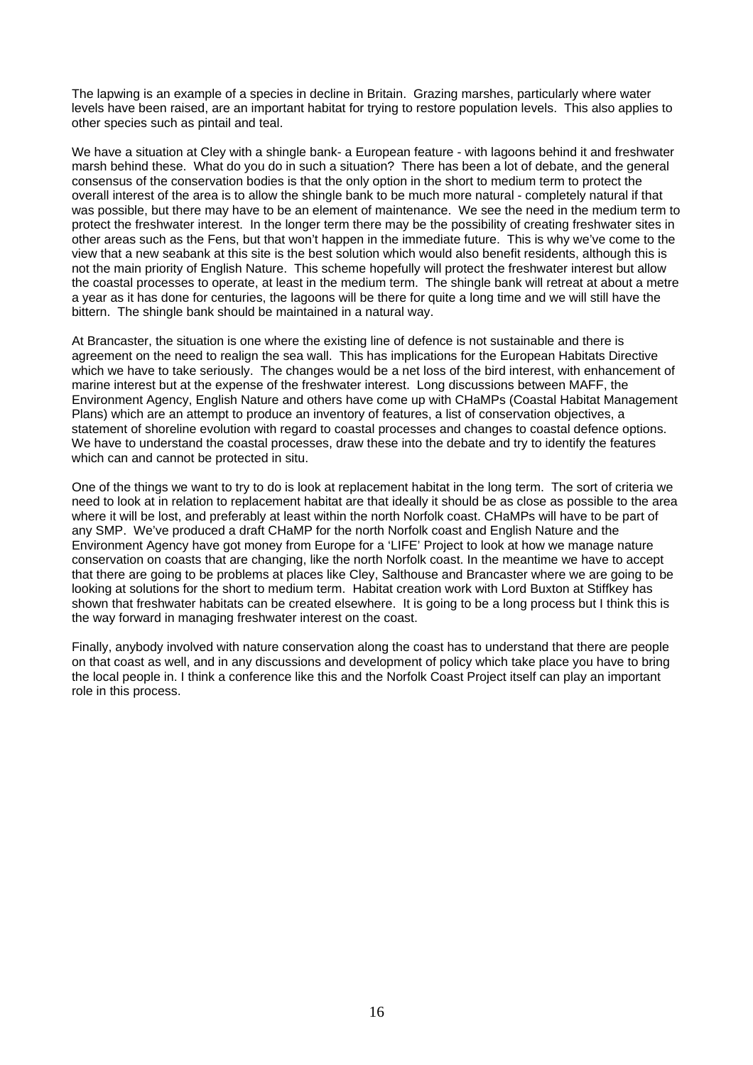The lapwing is an example of a species in decline in Britain. Grazing marshes, particularly where water levels have been raised, are an important habitat for trying to restore population levels. This also applies to other species such as pintail and teal.

We have a situation at Cley with a shingle bank- a European feature - with lagoons behind it and freshwater marsh behind these. What do you do in such a situation? There has been a lot of debate, and the general consensus of the conservation bodies is that the only option in the short to medium term to protect the overall interest of the area is to allow the shingle bank to be much more natural - completely natural if that was possible, but there may have to be an element of maintenance. We see the need in the medium term to protect the freshwater interest. In the longer term there may be the possibility of creating freshwater sites in other areas such as the Fens, but that won't happen in the immediate future. This is why we've come to the view that a new seabank at this site is the best solution which would also benefit residents, although this is not the main priority of English Nature. This scheme hopefully will protect the freshwater interest but allow the coastal processes to operate, at least in the medium term. The shingle bank will retreat at about a metre a year as it has done for centuries, the lagoons will be there for quite a long time and we will still have the bittern. The shingle bank should be maintained in a natural way.

At Brancaster, the situation is one where the existing line of defence is not sustainable and there is agreement on the need to realign the sea wall. This has implications for the European Habitats Directive which we have to take seriously. The changes would be a net loss of the bird interest, with enhancement of marine interest but at the expense of the freshwater interest. Long discussions between MAFF, the Environment Agency, English Nature and others have come up with CHaMPs (Coastal Habitat Management Plans) which are an attempt to produce an inventory of features, a list of conservation objectives, a statement of shoreline evolution with regard to coastal processes and changes to coastal defence options. We have to understand the coastal processes, draw these into the debate and try to identify the features which can and cannot be protected in situ.

One of the things we want to try to do is look at replacement habitat in the long term. The sort of criteria we need to look at in relation to replacement habitat are that ideally it should be as close as possible to the area where it will be lost, and preferably at least within the north Norfolk coast. CHaMPs will have to be part of any SMP. We've produced a draft CHaMP for the north Norfolk coast and English Nature and the Environment Agency have got money from Europe for a 'LIFE' Project to look at how we manage nature conservation on coasts that are changing, like the north Norfolk coast. In the meantime we have to accept that there are going to be problems at places like Cley, Salthouse and Brancaster where we are going to be looking at solutions for the short to medium term. Habitat creation work with Lord Buxton at Stiffkey has shown that freshwater habitats can be created elsewhere. It is going to be a long process but I think this is the way forward in managing freshwater interest on the coast.

Finally, anybody involved with nature conservation along the coast has to understand that there are people on that coast as well, and in any discussions and development of policy which take place you have to bring the local people in. I think a conference like this and the Norfolk Coast Project itself can play an important role in this process.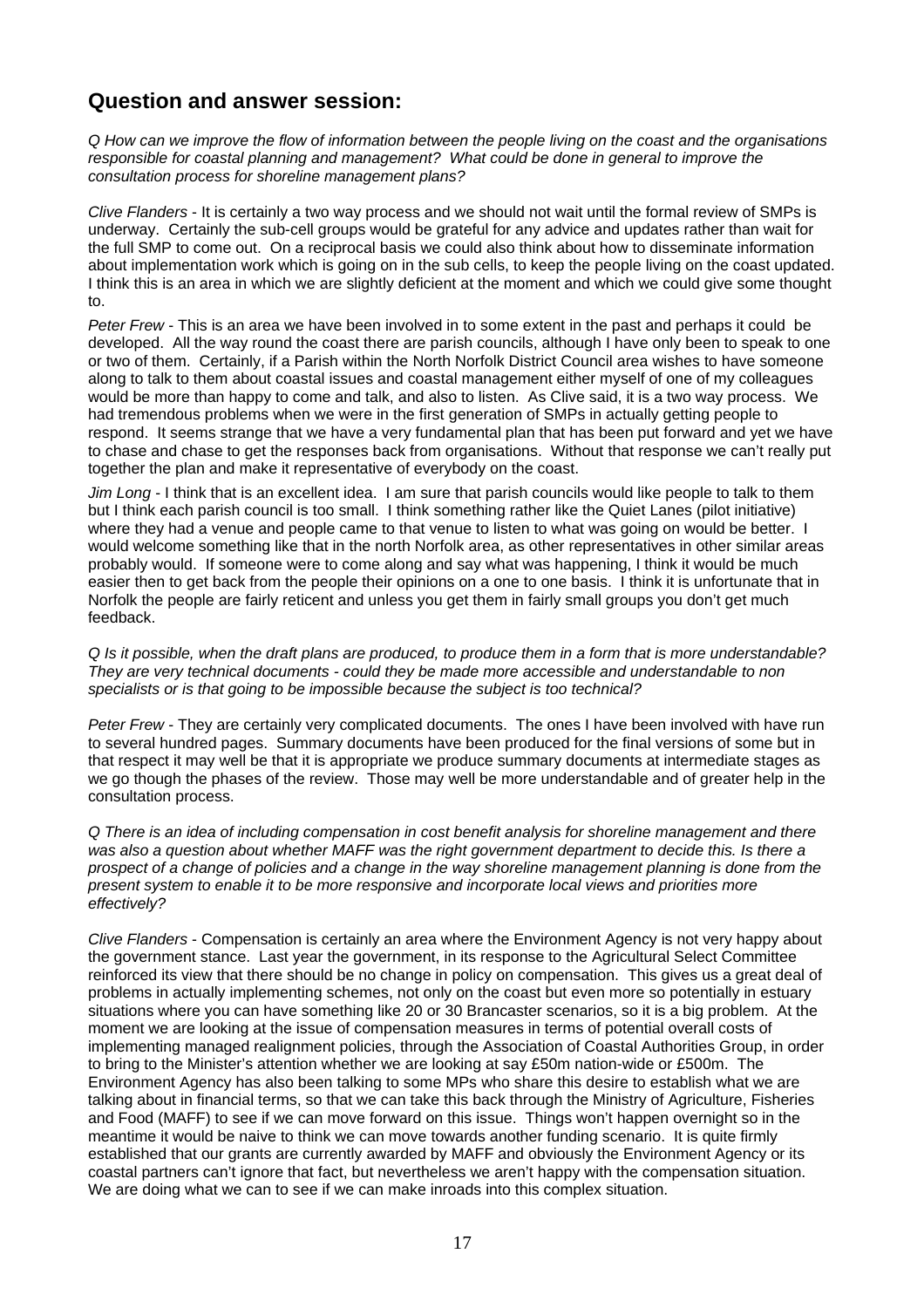## Question and answer session:

*Q How can we improve the flow of information between the people living on the coast and the organisations responsible for coastal planning and management? What could be done in general to improve the consultation process for shoreline management plans?*

*Clive Flanders* - It is certainly a two way process and we should not wait until the formal review of SMPs is underway. Certainly the sub-cell groups would be grateful for any advice and updates rather than wait for the full SMP to come out. On a reciprocal basis we could also think about how to disseminate information about implementation work which is going on in the sub cells, to keep the people living on the coast updated. I think this is an area in which we are slightly deficient at the moment and which we could give some thought to.

*Peter Frew* - This is an area we have been involved in to some extent in the past and perhaps it could be developed. All the way round the coast there are parish councils, although I have only been to speak to one or two of them. Certainly, if a Parish within the North Norfolk District Council area wishes to have someone along to talk to them about coastal issues and coastal management either myself of one of my colleagues would be more than happy to come and talk, and also to listen. As Clive said, it is a two way process. We had tremendous problems when we were in the first generation of SMPs in actually getting people to respond. It seems strange that we have a very fundamental plan that has been put forward and yet we have to chase and chase to get the responses back from organisations. Without that response we can't really put together the plan and make it representative of everybody on the coast.

*Jim Long* - I think that is an excellent idea. I am sure that parish councils would like people to talk to them but I think each parish council is too small. I think something rather like the Quiet Lanes (pilot initiative) where they had a venue and people came to that venue to listen to what was going on would be better. I would welcome something like that in the north Norfolk area, as other representatives in other similar areas probably would. If someone were to come along and say what was happening, I think it would be much easier then to get back from the people their opinions on a one to one basis. I think it is unfortunate that in Norfolk the people are fairly reticent and unless you get them in fairly small groups you don't get much feedback.

*Q Is it possible, when the draft plans are produced, to produce them in a form that is more understandable? They are very technical documents - could they be made more accessible and understandable to non specialists or is that going to be impossible because the subject is too technical?*

*Peter Frew* - They are certainly very complicated documents. The ones I have been involved with have run to several hundred pages. Summary documents have been produced for the final versions of some but in that respect it may well be that it is appropriate we produce summary documents at intermediate stages as we go though the phases of the review. Those may well be more understandable and of greater help in the consultation process.

*Q There is an idea of including compensation in cost benefit analysis for shoreline management and there was also a question about whether MAFF was the right government department to decide this. Is there a prospect of a change of policies and a change in the way shoreline management planning is done from the present system to enable it to be more responsive and incorporate local views and priorities more effectively?*

*Clive Flanders* - Compensation is certainly an area where the Environment Agency is not very happy about the government stance. Last year the government, in its response to the Agricultural Select Committee reinforced its view that there should be no change in policy on compensation. This gives us a great deal of problems in actually implementing schemes, not only on the coast but even more so potentially in estuary situations where you can have something like 20 or 30 Brancaster scenarios, so it is a big problem. At the moment we are looking at the issue of compensation measures in terms of potential overall costs of implementing managed realignment policies, through the Association of Coastal Authorities Group, in order to bring to the Minister's attention whether we are looking at say £50m nation-wide or £500m. The Environment Agency has also been talking to some MPs who share this desire to establish what we are talking about in financial terms, so that we can take this back through the Ministry of Agriculture, Fisheries and Food (MAFF) to see if we can move forward on this issue. Things won't happen overnight so in the meantime it would be naive to think we can move towards another funding scenario. It is quite firmly established that our grants are currently awarded by MAFF and obviously the Environment Agency or its coastal partners can't ignore that fact, but nevertheless we aren't happy with the compensation situation. We are doing what we can to see if we can make inroads into this complex situation.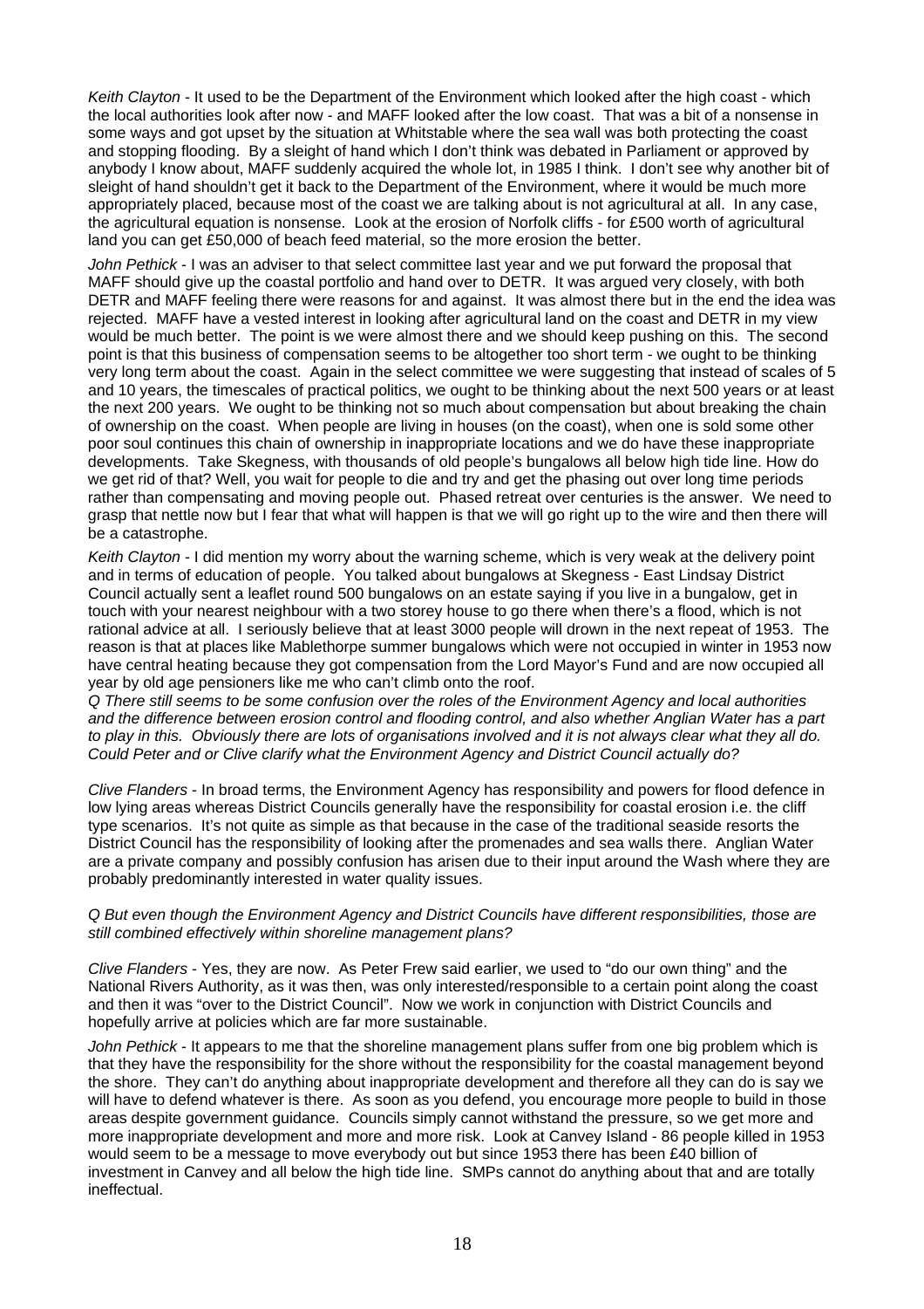*Keith Clayton* - It used to be the Department of the Environment which looked after the high coast - which the local authorities look after now - and MAFF looked after the low coast. That was a bit of a nonsense in some ways and got upset by the situation at Whitstable where the sea wall was both protecting the coast and stopping flooding. By a sleight of hand which I don't think was debated in Parliament or approved by anybody I know about, MAFF suddenly acquired the whole lot, in 1985 I think. I don't see why another bit of sleight of hand shouldn't get it back to the Department of the Environment, where it would be much more appropriately placed, because most of the coast we are talking about is not agricultural at all. In any case, the agricultural equation is nonsense. Look at the erosion of Norfolk cliffs - for £500 worth of agricultural land you can get £50,000 of beach feed material, so the more erosion the better.

*John Pethick* - I was an adviser to that select committee last year and we put forward the proposal that MAFF should give up the coastal portfolio and hand over to DETR. It was argued very closely, with both DETR and MAFF feeling there were reasons for and against. It was almost there but in the end the idea was rejected. MAFF have a vested interest in looking after agricultural land on the coast and DETR in my view would be much better. The point is we were almost there and we should keep pushing on this. The second point is that this business of compensation seems to be altogether too short term - we ought to be thinking very long term about the coast. Again in the select committee we were suggesting that instead of scales of 5 and 10 years, the timescales of practical politics, we ought to be thinking about the next 500 years or at least the next 200 years. We ought to be thinking not so much about compensation but about breaking the chain of ownership on the coast. When people are living in houses (on the coast), when one is sold some other poor soul continues this chain of ownership in inappropriate locations and we do have these inappropriate developments. Take Skegness, with thousands of old people's bungalows all below high tide line. How do we get rid of that? Well, you wait for people to die and try and get the phasing out over long time periods rather than compensating and moving people out. Phased retreat over centuries is the answer. We need to grasp that nettle now but I fear that what will happen is that we will go right up to the wire and then there will be a catastrophe.

*Keith Clayton* - I did mention my worry about the warning scheme, which is very weak at the delivery point and in terms of education of people. You talked about bungalows at Skegness - East Lindsay District Council actually sent a leaflet round 500 bungalows on an estate saying if you live in a bungalow, get in touch with your nearest neighbour with a two storey house to go there when there's a flood, which is not rational advice at all. I seriously believe that at least 3000 people will drown in the next repeat of 1953. The reason is that at places like Mablethorpe summer bungalows which were not occupied in winter in 1953 now have central heating because they got compensation from the Lord Mayor's Fund and are now occupied all year by old age pensioners like me who can't climb onto the roof.

*Q There still seems to be some confusion over the roles of the Environment Agency and local authorities and the difference between erosion control and flooding control, and also whether Anglian Water has a part to play in this. Obviously there are lots of organisations involved and it is not always clear what they all do. Could Peter and or Clive clarify what the Environment Agency and District Council actually do?*

*Clive Flanders* - In broad terms, the Environment Agency has responsibility and powers for flood defence in low lying areas whereas District Councils generally have the responsibility for coastal erosion i.e. the cliff type scenarios. It's not quite as simple as that because in the case of the traditional seaside resorts the District Council has the responsibility of looking after the promenades and sea walls there. Anglian Water are a private company and possibly confusion has arisen due to their input around the Wash where they are probably predominantly interested in water quality issues.

*Q But even though the Environment Agency and District Councils have different responsibilities, those are still combined effectively within shoreline management plans?*

*Clive Flanders* - Yes, they are now. As Peter Frew said earlier, we used to "do our own thing" and the National Rivers Authority, as it was then, was only interested/responsible to a certain point along the coast and then it was "over to the District Council". Now we work in conjunction with District Councils and hopefully arrive at policies which are far more sustainable.

*John Pethick* - It appears to me that the shoreline management plans suffer from one big problem which is that they have the responsibility for the shore without the responsibility for the coastal management beyond the shore. They can't do anything about inappropriate development and therefore all they can do is say we will have to defend whatever is there. As soon as you defend, you encourage more people to build in those areas despite government guidance. Councils simply cannot withstand the pressure, so we get more and more inappropriate development and more and more risk. Look at Canvey Island - 86 people killed in 1953 would seem to be a message to move everybody out but since 1953 there has been £40 billion of investment in Canvey and all below the high tide line. SMPs cannot do anything about that and are totally ineffectual.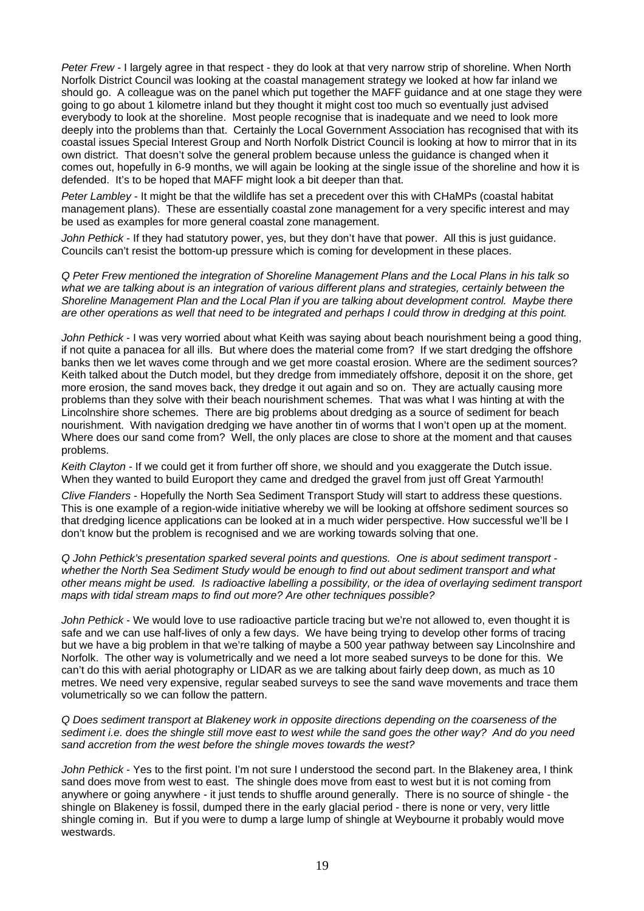*Peter Frew* - I largely agree in that respect - they do look at that very narrow strip of shoreline. When North Norfolk District Council was looking at the coastal management strategy we looked at how far inland we should go. A colleague was on the panel which put together the MAFF guidance and at one stage they were going to go about 1 kilometre inland but they thought it might cost too much so eventually just advised everybody to look at the shoreline. Most people recognise that is inadequate and we need to look more deeply into the problems than that. Certainly the Local Government Association has recognised that with its coastal issues Special Interest Group and North Norfolk District Council is looking at how to mirror that in its own district. That doesn't solve the general problem because unless the guidance is changed when it comes out, hopefully in 6-9 months, we will again be looking at the single issue of the shoreline and how it is defended. It's to be hoped that MAFF might look a bit deeper than that.

*Peter Lambley* - It might be that the wildlife has set a precedent over this with CHaMPs (coastal habitat management plans). These are essentially coastal zone management for a very specific interest and may be used as examples for more general coastal zone management.

*John Pethick* - If they had statutory power, yes, but they don't have that power. All this is just guidance. Councils can't resist the bottom-up pressure which is coming for development in these places.

*Q Peter Frew mentioned the integration of Shoreline Management Plans and the Local Plans in his talk so what we are talking about is an integration of various different plans and strategies, certainly between the Shoreline Management Plan and the Local Plan if you are talking about development control. Maybe there are other operations as well that need to be integrated and perhaps I could throw in dredging at this point.*

*John Pethick* - I was very worried about what Keith was saying about beach nourishment being a good thing, if not quite a panacea for all ills. But where does the material come from? If we start dredging the offshore banks then we let waves come through and we get more coastal erosion. Where are the sediment sources? Keith talked about the Dutch model, but they dredge from immediately offshore, deposit it on the shore, get more erosion, the sand moves back, they dredge it out again and so on. They are actually causing more problems than they solve with their beach nourishment schemes. That was what I was hinting at with the Lincolnshire shore schemes. There are big problems about dredging as a source of sediment for beach nourishment. With navigation dredging we have another tin of worms that I won't open up at the moment. Where does our sand come from? Well, the only places are close to shore at the moment and that causes problems.

*Keith Clayton* - If we could get it from further off shore, we should and you exaggerate the Dutch issue. When they wanted to build Europort they came and dredged the gravel from just off Great Yarmouth!

*Clive Flanders* - Hopefully the North Sea Sediment Transport Study will start to address these questions. This is one example of a region-wide initiative whereby we will be looking at offshore sediment sources so that dredging licence applications can be looked at in a much wider perspective. How successful we'll be I don't know but the problem is recognised and we are working towards solving that one.

*Q John Pethick's presentation sparked several points and questions. One is about sediment transport - whether the North Sea Sediment Study would be enough to find out about sediment transport and what other means might be used. Is radioactive labelling a possibility, or the idea of overlaying sediment transport maps with tidal stream maps to find out more? Are other techniques possible?*

*John Pethick* - We would love to use radioactive particle tracing but we're not allowed to, even thought it is safe and we can use half-lives of only a few days. We have being trying to develop other forms of tracing but we have a big problem in that we're talking of maybe a 500 year pathway between say Lincolnshire and Norfolk. The other way is volumetrically and we need a lot more seabed surveys to be done for this. We can't do this with aerial photography or LIDAR as we are talking about fairly deep down, as much as 10 metres. We need very expensive, regular seabed surveys to see the sand wave movements and trace them volumetrically so we can follow the pattern.

*Q Does sediment transport at Blakeney work in opposite directions depending on the coarseness of the sediment i.e. does the shingle still move east to west while the sand goes the other way? And do you need sand accretion from the west before the shingle moves towards the west?*

*John Pethick* - Yes to the first point. I'm not sure I understood the second part. In the Blakeney area, I think sand does move from west to east. The shingle does move from east to west but it is not coming from anywhere or going anywhere - it just tends to shuffle around generally. There is no source of shingle - the shingle on Blakeney is fossil, dumped there in the early glacial period - there is none or very, very little shingle coming in. But if you were to dump a large lump of shingle at Weybourne it probably would move westwards.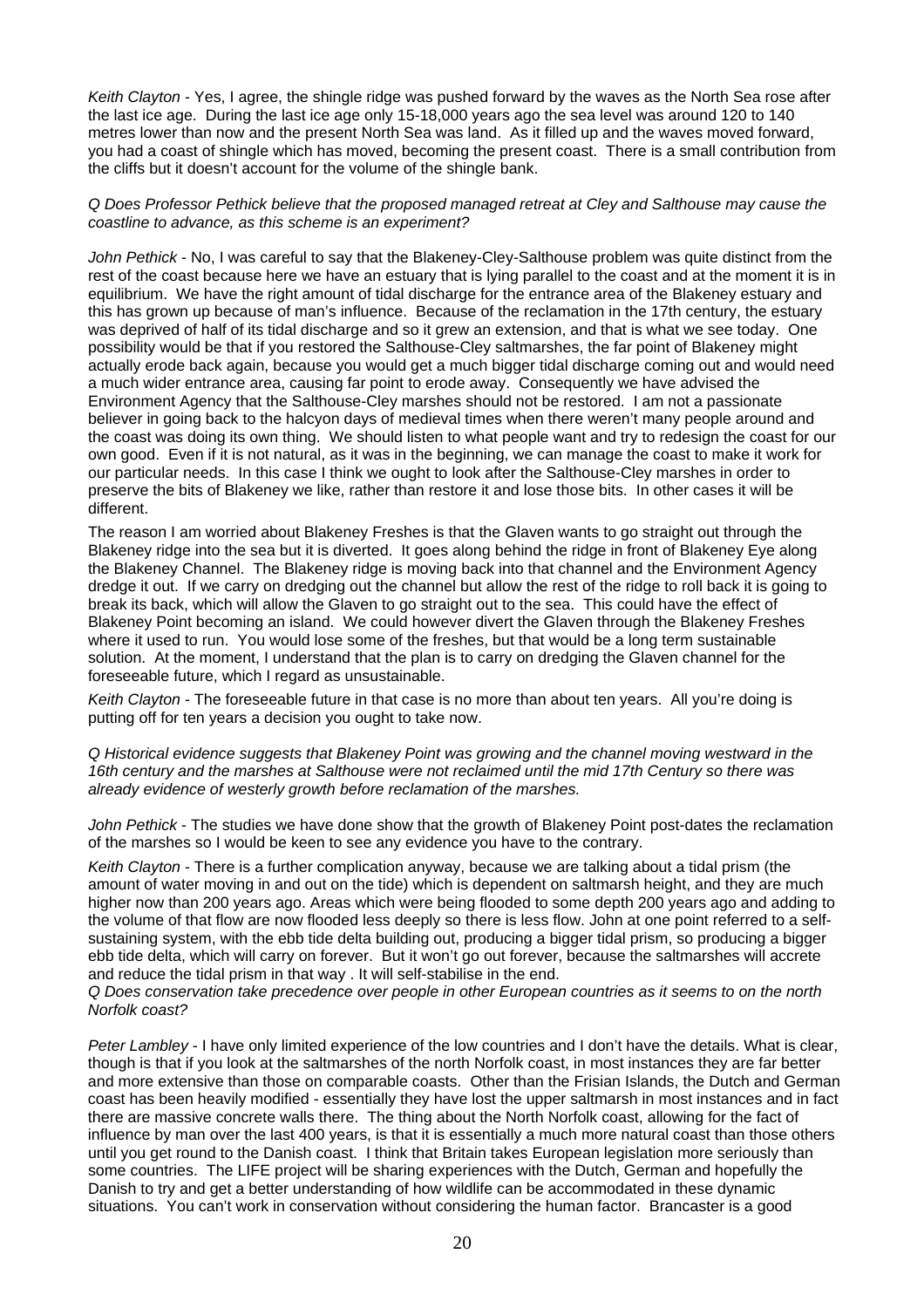*Keith Clayton* - Yes, I agree, the shingle ridge was pushed forward by the waves as the North Sea rose after the last ice age. During the last ice age only 15-18,000 years ago the sea level was around 120 to 140 metres lower than now and the present North Sea was land. As it filled up and the waves moved forward, you had a coast of shingle which has moved, becoming the present coast. There is a small contribution from the cliffs but it doesn't account for the volume of the shingle bank.

*Q Does Professor Pethick believe that the proposed managed retreat at Cley and Salthouse may cause the coastline to advance, as this scheme is an experiment?*

*John Pethick* - No, I was careful to say that the Blakeney-Cley-Salthouse problem was quite distinct from the rest of the coast because here we have an estuary that is lying parallel to the coast and at the moment it is in equilibrium. We have the right amount of tidal discharge for the entrance area of the Blakeney estuary and this has grown up because of man's influence. Because of the reclamation in the 17th century, the estuary was deprived of half of its tidal discharge and so it grew an extension, and that is what we see today. One possibility would be that if you restored the Salthouse-Cley saltmarshes, the far point of Blakeney might actually erode back again, because you would get a much bigger tidal discharge coming out and would need a much wider entrance area, causing far point to erode away. Consequently we have advised the Environment Agency that the Salthouse-Cley marshes should not be restored. I am not a passionate believer in going back to the halcyon days of medieval times when there weren't many people around and the coast was doing its own thing. We should listen to what people want and try to redesign the coast for our own good. Even if it is not natural, as it was in the beginning, we can manage the coast to make it work for our particular needs. In this case I think we ought to look after the Salthouse-Cley marshes in order to preserve the bits of Blakeney we like, rather than restore it and lose those bits. In other cases it will be different.

The reason I am worried about Blakeney Freshes is that the Glaven wants to go straight out through the Blakeney ridge into the sea but it is diverted. It goes along behind the ridge in front of Blakeney Eye along the Blakeney Channel. The Blakeney ridge is moving back into that channel and the Environment Agency dredge it out. If we carry on dredging out the channel but allow the rest of the ridge to roll back it is going to break its back, which will allow the Glaven to go straight out to the sea. This could have the effect of Blakeney Point becoming an island. We could however divert the Glaven through the Blakeney Freshes where it used to run. You would lose some of the freshes, but that would be a long term sustainable solution. At the moment, I understand that the plan is to carry on dredging the Glaven channel for the foreseeable future, which I regard as unsustainable.

*Keith Clayton* - The foreseeable future in that case is no more than about ten years. All you're doing is putting off for ten years a decision you ought to take now.

*Q Historical evidence suggests that Blakeney Point was growing and the channel moving westward in the 16th century and the marshes at Salthouse were not reclaimed until the mid 17th Century so there was already evidence of westerly growth before reclamation of the marshes.*

*John Pethick* - The studies we have done show that the growth of Blakeney Point post-dates the reclamation of the marshes so I would be keen to see any evidence you have to the contrary.

*Keith Clayton* - There is a further complication anyway, because we are talking about a tidal prism (the amount of water moving in and out on the tide) which is dependent on saltmarsh height, and they are much higher now than 200 years ago. Areas which were being flooded to some depth 200 years ago and adding to the volume of that flow are now flooded less deeply so there is less flow. John at one point referred to a self-sustaining system, with the ebb tide delta building out, producing a bigger tidal prism, so producing a bigger ebb tide delta, which will carry on forever. But it won't go out forever, because the saltmarshes will accrete and reduce the tidal prism in that way . It will self-stabilise in the end.

*Q Does conservation take precedence over people in other European countries as it seems to on the north Norfolk coast?*

*Peter Lambley* - I have only limited experience of the low countries and I don't have the details. What is clear, though is that if you look at the saltmarshes of the north Norfolk coast, in most instances they are far better and more extensive than those on comparable coasts. Other than the Frisian Islands, the Dutch and German coast has been heavily modified - essentially they have lost the upper saltmarsh in most instances and in fact there are massive concrete walls there. The thing about the North Norfolk coast, allowing for the fact of influence by man over the last 400 years, is that it is essentially a much more natural coast than those others until you get round to the Danish coast. I think that Britain takes European legislation more seriously than some countries. The LIFE project will be sharing experiences with the Dutch, German and hopefully the Danish to try and get a better understanding of how wildlife can be accommodated in these dynamic situations. You can't work in conservation without considering the human factor. Brancaster is a good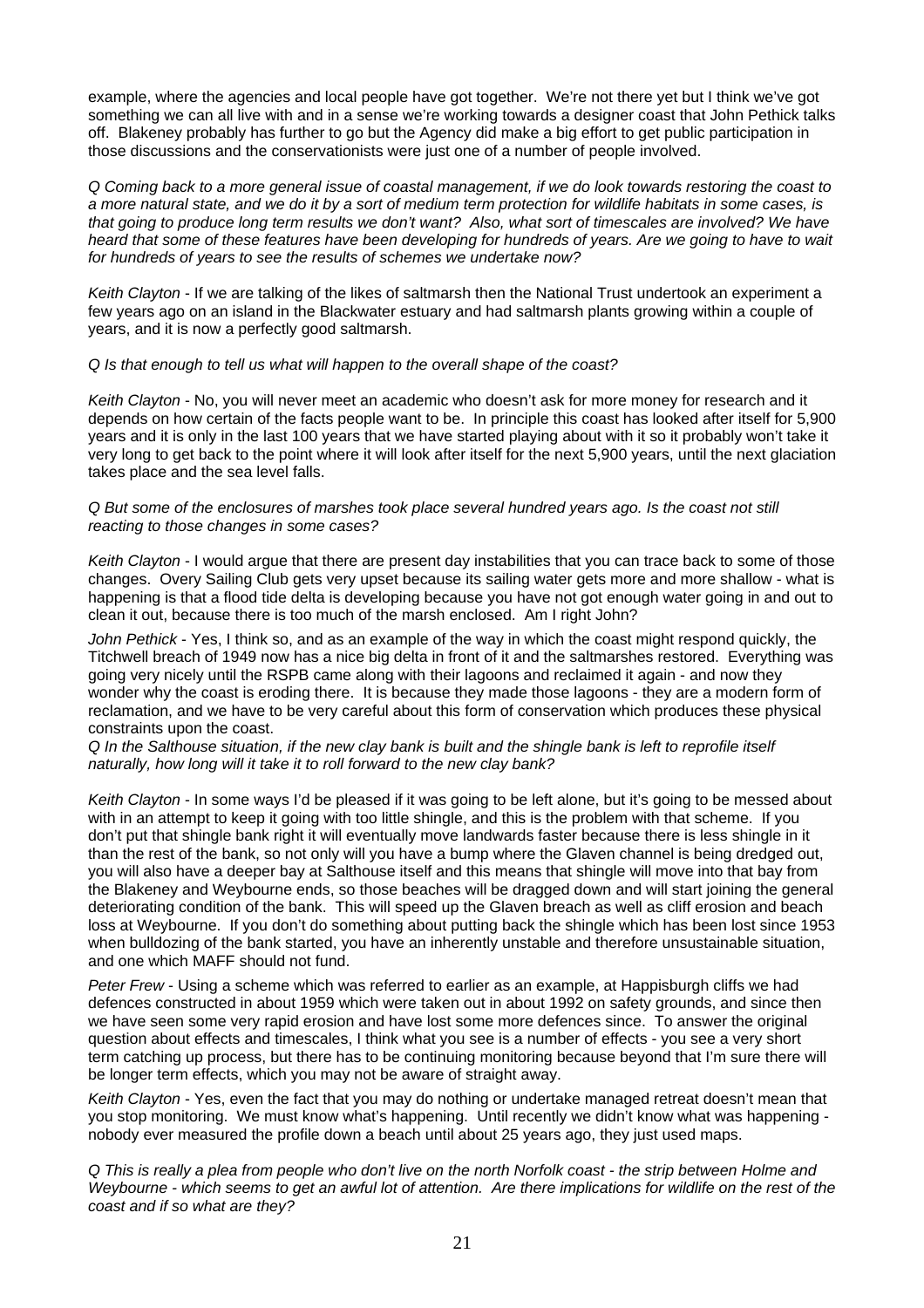example, where the agencies and local people have got together. We're not there yet but I think we've got something we can all live with and in a sense we're working towards a designer coast that John Pethick talks off. Blakeney probably has further to go but the Agency did make a big effort to get public participation in those discussions and the conservationists were just one of a number of people involved.

*Q Coming back to a more general issue of coastal management, if we do look towards restoring the coast to a more natural state, and we do it by a sort of medium term protection for wildlife habitats in some cases, is that going to produce long term results we don't want? Also, what sort of timescales are involved? We have heard that some of these features have been developing for hundreds of years. Are we going to have to wait for hundreds of years to see the results of schemes we undertake now?*

*Keith Clayton* - If we are talking of the likes of saltmarsh then the National Trust undertook an experiment a few years ago on an island in the Blackwater estuary and had saltmarsh plants growing within a couple of years, and it is now a perfectly good saltmarsh.

*Q Is that enough to tell us what will happen to the overall shape of the coast?*

*Keith Clayton* - No, you will never meet an academic who doesn't ask for more money for research and it depends on how certain of the facts people want to be. In principle this coast has looked after itself for 5,900 years and it is only in the last 100 years that we have started playing about with it so it probably won't take it very long to get back to the point where it will look after itself for the next 5,900 years, until the next glaciation takes place and the sea level falls.

*Q But some of the enclosures of marshes took place several hundred years ago. Is the coast not still reacting to those changes in some cases?*

*Keith Clayton* - I would argue that there are present day instabilities that you can trace back to some of those changes. Overy Sailing Club gets very upset because its sailing water gets more and more shallow - what is happening is that a flood tide delta is developing because you have not got enough water going in and out to clean it out, because there is too much of the marsh enclosed. Am I right John?

*John Pethick* - Yes, I think so, and as an example of the way in which the coast might respond quickly, the Titchwell breach of 1949 now has a nice big delta in front of it and the saltmarshes restored. Everything was going very nicely until the RSPB came along with their lagoons and reclaimed it again - and now they wonder why the coast is eroding there. It is because they made those lagoons - they are a modern form of reclamation, and we have to be very careful about this form of conservation which produces these physical constraints upon the coast.

*Q In the Salthouse situation, if the new clay bank is built and the shingle bank is left to reprofile itself naturally, how long will it take it to roll forward to the new clay bank?*

*Keith Clayton* - In some ways I'd be pleased if it was going to be left alone, but it's going to be messed about with in an attempt to keep it going with too little shingle, and this is the problem with that scheme. If you don't put that shingle bank right it will eventually move landwards faster because there is less shingle in it than the rest of the bank, so not only will you have a bump where the Glaven channel is being dredged out, you will also have a deeper bay at Salthouse itself and this means that shingle will move into that bay from the Blakeney and Weybourne ends, so those beaches will be dragged down and will start joining the general deteriorating condition of the bank. This will speed up the Glaven breach as well as cliff erosion and beach loss at Weybourne. If you don't do something about putting back the shingle which has been lost since 1953 when bulldozing of the bank started, you have an inherently unstable and therefore unsustainable situation, and one which MAFF should not fund.

*Peter Frew* - Using a scheme which was referred to earlier as an example, at Happisburgh cliffs we had defences constructed in about 1959 which were taken out in about 1992 on safety grounds, and since then we have seen some very rapid erosion and have lost some more defences since. To answer the original question about effects and timescales, I think what you see is a number of effects - you see a very short term catching up process, but there has to be continuing monitoring because beyond that I'm sure there will be longer term effects, which you may not be aware of straight away.

*Keith Clayton* - Yes, even the fact that you may do nothing or undertake managed retreat doesn't mean that you stop monitoring. We must know what's happening. Until recently we didn't know what was happening - nobody ever measured the profile down a beach until about 25 years ago, they just used maps.

*Q This is really a plea from people who don't live on the north Norfolk coast - the strip between Holme and Weybourne - which seems to get an awful lot of attention. Are there implications for wildlife on the rest of the coast and if so what are they?*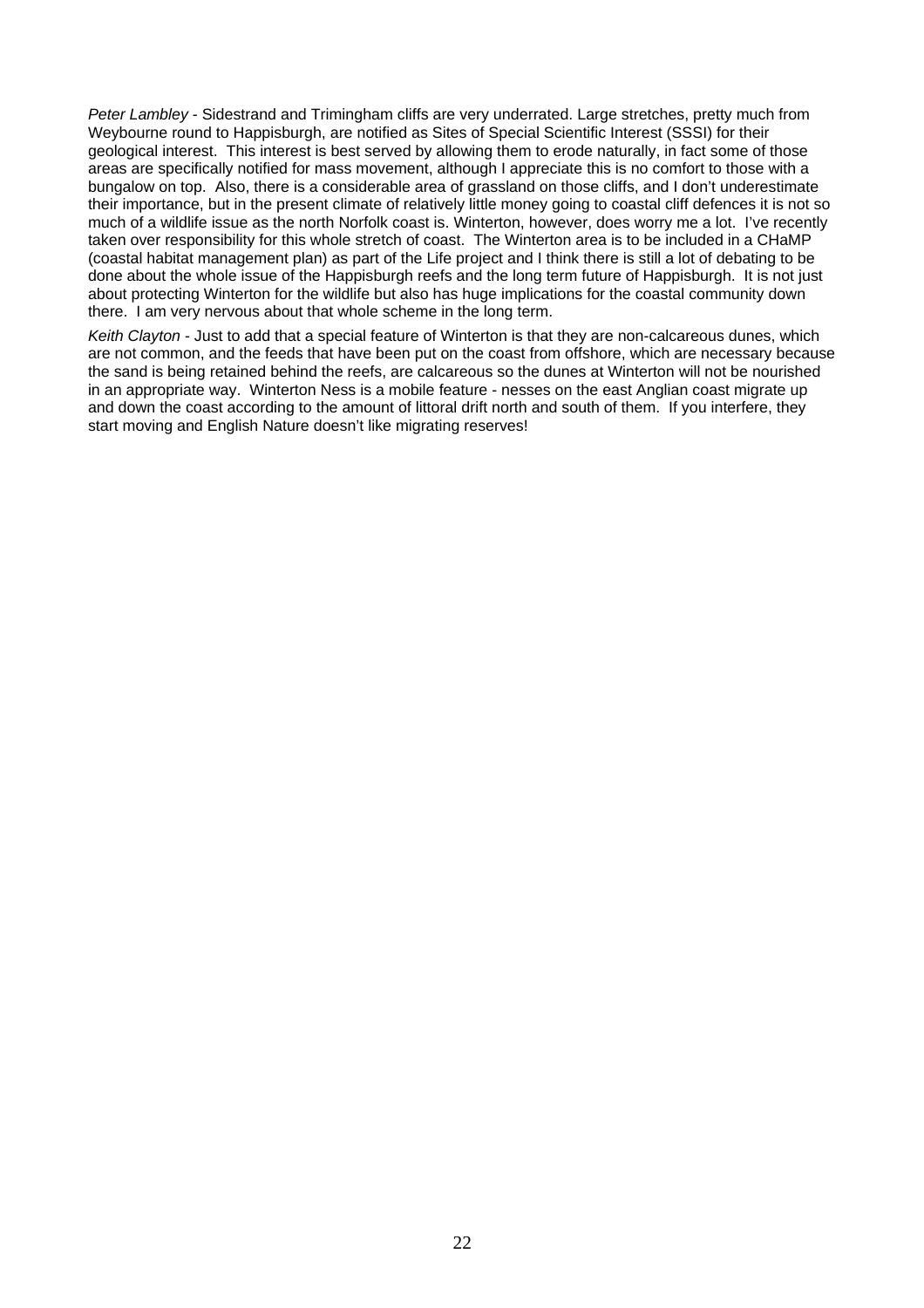*Peter Lambley* - Sidestrand and Trimingham cliffs are very underrated. Large stretches, pretty much from Weybourne round to Happisburgh, are notified as Sites of Special Scientific Interest (SSSI) for their geological interest. This interest is best served by allowing them to erode naturally, in fact some of those areas are specifically notified for mass movement, although I appreciate this is no comfort to those with a bungalow on top. Also, there is a considerable area of grassland on those cliffs, and I don't underestimate their importance, but in the present climate of relatively little money going to coastal cliff defences it is not so much of a wildlife issue as the north Norfolk coast is. Winterton, however, does worry me a lot. I've recently taken over responsibility for this whole stretch of coast. The Winterton area is to be included in a CHaMP (coastal habitat management plan) as part of the Life project and I think there is still a lot of debating to be done about the whole issue of the Happisburgh reefs and the long term future of Happisburgh. It is not just about protecting Winterton for the wildlife but also has huge implications for the coastal community down there. I am very nervous about that whole scheme in the long term.

*Keith Clayton* - Just to add that a special feature of Winterton is that they are non-calcareous dunes, which are not common, and the feeds that have been put on the coast from offshore, which are necessary because the sand is being retained behind the reefs, are calcareous so the dunes at Winterton will not be nourished in an appropriate way. Winterton Ness is a mobile feature - nesses on the east Anglian coast migrate up and down the coast according to the amount of littoral drift north and south of them. If you interfere, they start moving and English Nature doesn't like migrating reserves!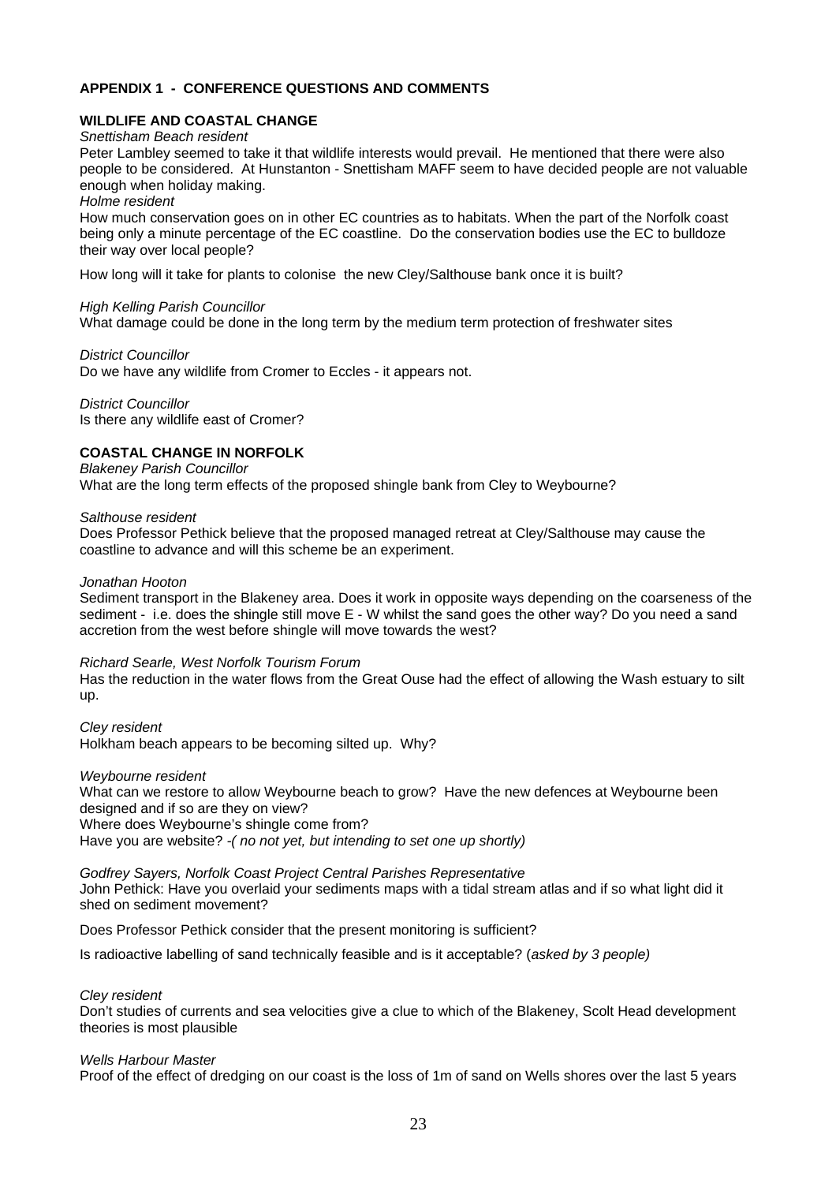## APPENDIX 1 - CONFERENCE QUESTIONS AND COMMENTS

### WILDLIFE AND COASTAL CHANGE

*Snettisham Beach resident*

Peter Lambley seemed to take it that wildlife interests would prevail. He mentioned that there were also people to be considered. At Hunstanton - Snettisham MAFF seem to have decided people are not valuable enough when holiday making.

*Holme resident*

How much conservation goes on in other EC countries as to habitats. When the part of the Norfolk coast being only a minute percentage of the EC coastline. Do the conservation bodies use the EC to bulldoze their way over local people?

How long will it take for plants to colonise the new Cley/Salthouse bank once it is built?

*High Kelling Parish Councillor*

What damage could be done in the long term by the medium term protection of freshwater sites

*District Councillor*

Do we have any wildlife from Cromer to Eccles - it appears not.

*District Councillor*

Is there any wildlife east of Cromer?

### COASTAL CHANGE IN NORFOLK

*Blakeney Parish Councillor*

What are the long term effects of the proposed shingle bank from Cley to Weybourne?

*Salthouse resident*

Does Professor Pethick believe that the proposed managed retreat at Cley/Salthouse may cause the coastline to advance and will this scheme be an experiment.

*Jonathan Hooton*

Sediment transport in the Blakeney area. Does it work in opposite ways depending on the coarseness of the sediment - i.e. does the shingle still move E - W whilst the sand goes the other way? Do you need a sand accretion from the west before shingle will move towards the west?

*Richard Searle, West Norfolk Tourism Forum*

Has the reduction in the water flows from the Great Ouse had the effect of allowing the Wash estuary to silt up.

*Cley resident*

Holkham beach appears to be becoming silted up. Why?

*Weybourne resident*

What can we restore to allow Weybourne beach to grow? Have the new defences at Weybourne been designed and if so are they on view?

Where does Weybourne's shingle come from?

Have you are website? -*( no not yet, but intending to set one up shortly)*

*Godfrey Sayers, Norfolk Coast Project Central Parishes Representative*

John Pethick: Have you overlaid your sediments maps with a tidal stream atlas and if so what light did it shed on sediment movement?

Does Professor Pethick consider that the present monitoring is sufficient?

Is radioactive labelling of sand technically feasible and is it acceptable? (*asked by 3 people)*

*Cley resident*

Don't studies of currents and sea velocities give a clue to which of the Blakeney, Scolt Head development theories is most plausible

*Wells Harbour Master*

Proof of the effect of dredging on our coast is the loss of 1m of sand on Wells shores over the last 5 years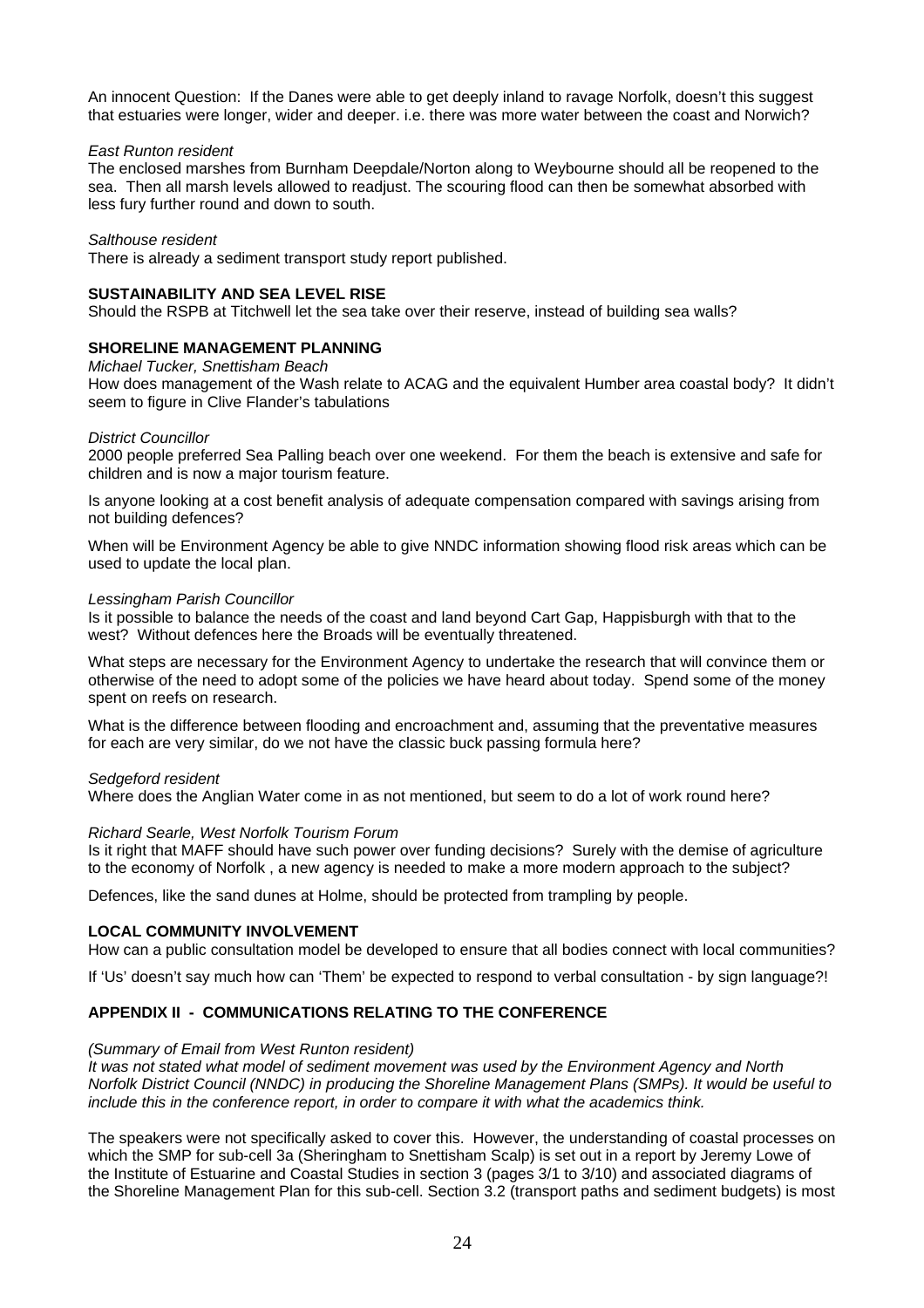An innocent Question: If the Danes were able to get deeply inland to ravage Norfolk, doesn't this suggest that estuaries were longer, wider and deeper. i.e. there was more water between the coast and Norwich?

*East Runton resident*

The enclosed marshes from Burnham Deepdale/Norton along to Weybourne should all be reopened to the sea. Then all marsh levels allowed to readjust. The scouring flood can then be somewhat absorbed with less fury further round and down to south.

*Salthouse resident*

There is already a sediment transport study report published.

**SUSTAINABILITY AND SEA LEVEL RISE**

Should the RSPB at Titchwell let the sea take over their reserve, instead of building sea walls?

**SHORELINE MANAGEMENT PLANNING**

*Michael Tucker, Snettisham Beach*

How does management of the Wash relate to ACAG and the equivalent Humber area coastal body? It didn't seem to figure in Clive Flander's tabulations

*District Councillor*

2000 people preferred Sea Palling beach over one weekend. For them the beach is extensive and safe for children and is now a major tourism feature.

Is anyone looking at a cost benefit analysis of adequate compensation compared with savings arising from not building defences?

When will be Environment Agency be able to give NNDC information showing flood risk areas which can be used to update the local plan.

*Lessingham Parish Councillor*

Is it possible to balance the needs of the coast and land beyond Cart Gap, Happisburgh with that to the west? Without defences here the Broads will be eventually threatened.

What steps are necessary for the Environment Agency to undertake the research that will convince them or otherwise of the need to adopt some of the policies we have heard about today. Spend some of the money spent on reefs on research.

What is the difference between flooding and encroachment and, assuming that the preventative measures for each are very similar, do we not have the classic buck passing formula here?

*Sedgeford resident*

Where does the Anglian Water come in as not mentioned, but seem to do a lot of work round here?

*Richard Searle, West Norfolk Tourism Forum*

Is it right that MAFF should have such power over funding decisions? Surely with the demise of agriculture to the economy of Norfolk , a new agency is needed to make a more modern approach to the subject?

Defences, like the sand dunes at Holme, should be protected from trampling by people.

**LOCAL COMMUNITY INVOLVEMENT**

How can a public consultation model be developed to ensure that all bodies connect with local communities?

If 'Us' doesn't say much how can 'Them' be expected to respond to verbal consultation - by sign language?!

## APPENDIX II - COMMUNICATIONS RELATING TO THE CONFERENCE

*(Summary of Email from West Runton resident)*

*It was not stated what model of sediment movement was used by the Environment Agency and North Norfolk District Council (NNDC) in producing the Shoreline Management Plans (SMPs). It would be useful to include this in the conference report, in order to compare it with what the academics think.*

The speakers were not specifically asked to cover this. However, the understanding of coastal processes on which the SMP for sub-cell 3a (Sheringham to Snettisham Scalp) is set out in a report by Jeremy Lowe of the Institute of Estuarine and Coastal Studies in section 3 (pages 3/1 to 3/10) and associated diagrams of the Shoreline Management Plan for this sub-cell. Section 3.2 (transport paths and sediment budgets) is most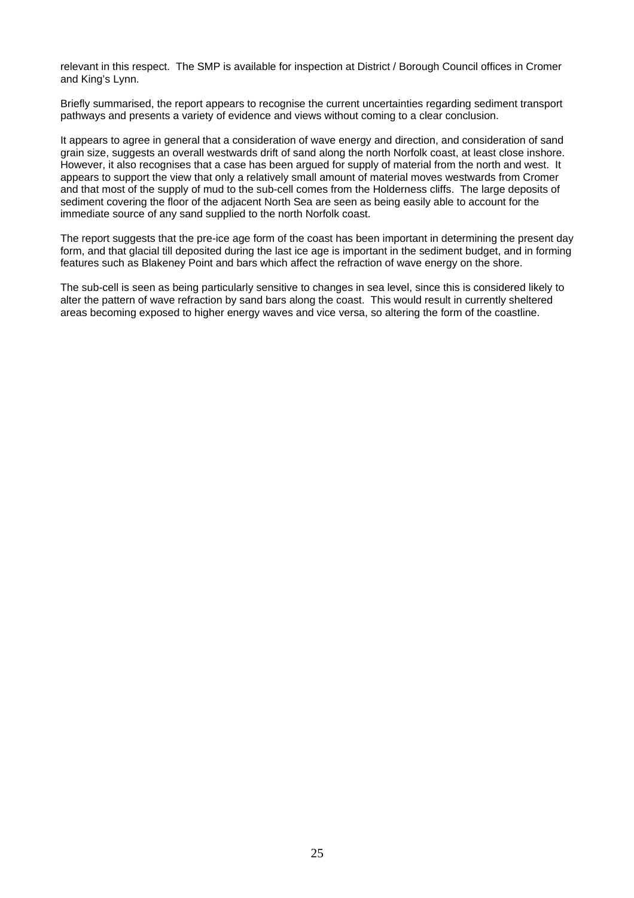relevant in this respect. The SMP is available for inspection at District / Borough Council offices in Cromer and King's Lynn.

Briefly summarised, the report appears to recognise the current uncertainties regarding sediment transport pathways and presents a variety of evidence and views without coming to a clear conclusion.

It appears to agree in general that a consideration of wave energy and direction, and consideration of sand grain size, suggests an overall westwards drift of sand along the north Norfolk coast, at least close inshore. However, it also recognises that a case has been argued for supply of material from the north and west. It appears to support the view that only a relatively small amount of material moves westwards from Cromer and that most of the supply of mud to the sub-cell comes from the Holderness cliffs. The large deposits of sediment covering the floor of the adjacent North Sea are seen as being easily able to account for the immediate source of any sand supplied to the north Norfolk coast.

The report suggests that the pre-ice age form of the coast has been important in determining the present day form, and that glacial till deposited during the last ice age is important in the sediment budget, and in forming features such as Blakeney Point and bars which affect the refraction of wave energy on the shore.

The sub-cell is seen as being particularly sensitive to changes in sea level, since this is considered likely to alter the pattern of wave refraction by sand bars along the coast. This would result in currently sheltered areas becoming exposed to higher energy waves and vice versa, so altering the form of the coastline.